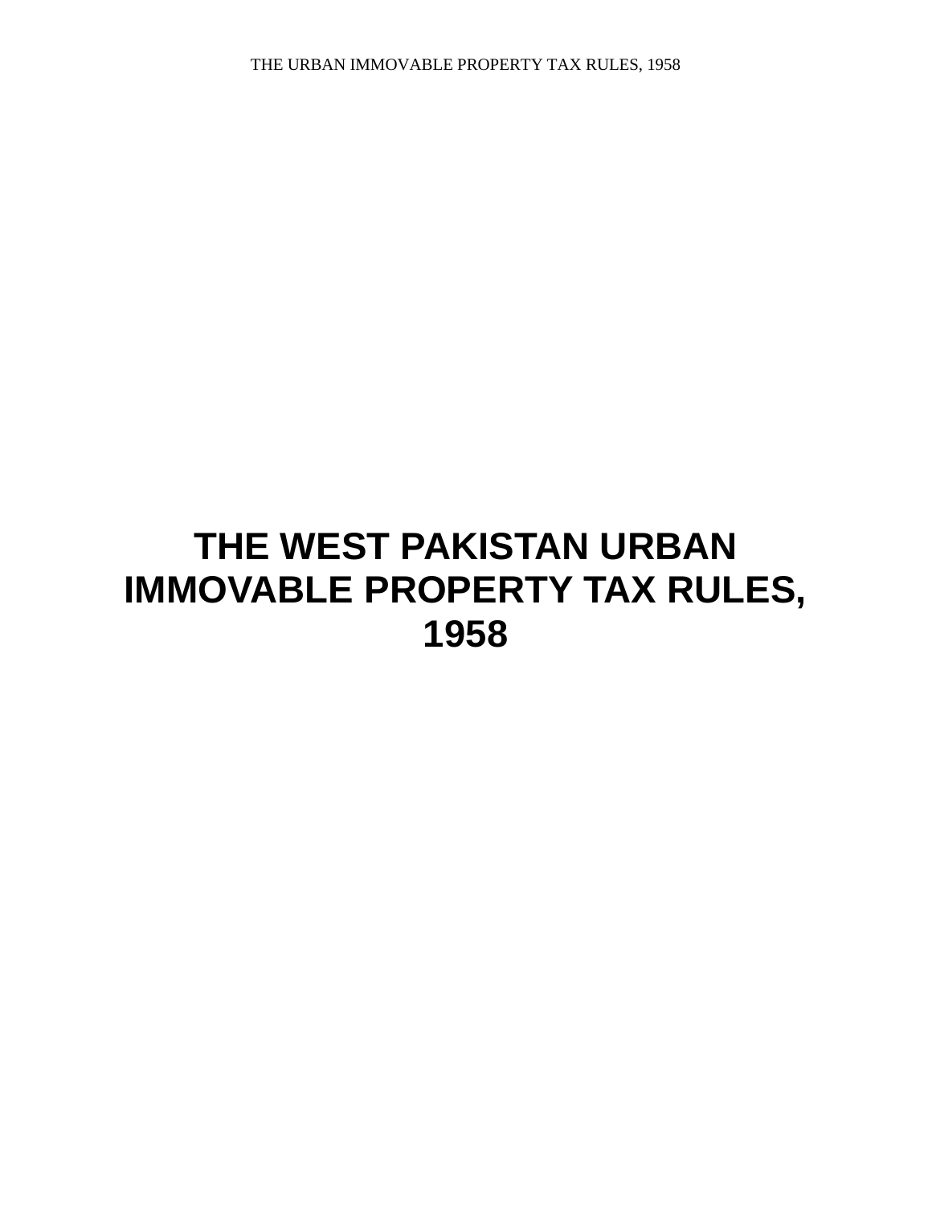# THE WEST PAKISTAN URBAN IMMOVABLE PROPERTY TAX RULES, 1958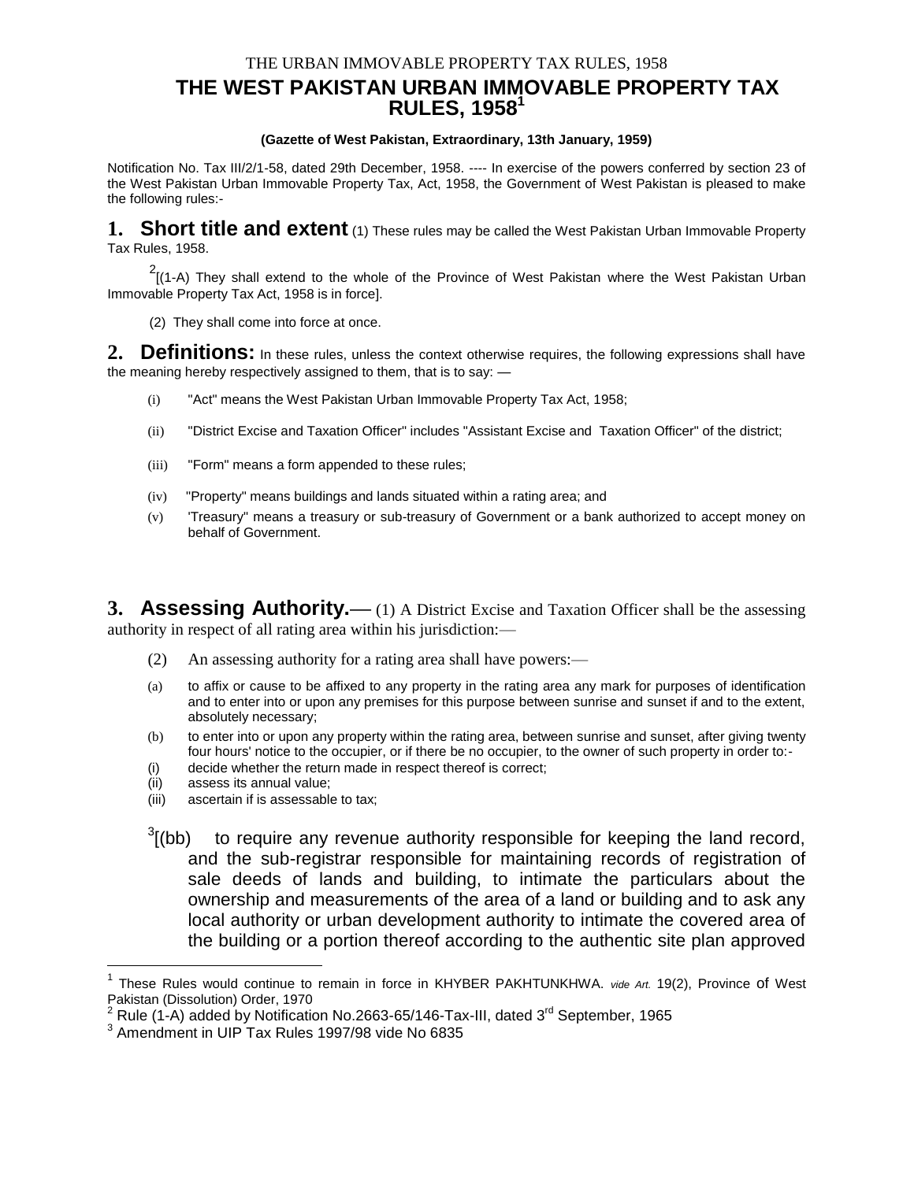THE URBAN IMMOVABLE PROPERTY TAX RULES, 1958

# THE WEST PAKISTAN URBAN IMMOVABLE PROPERTY TAX RULES, 1958[1]

**(Gazette of West Pakistan, Extraordinary, 13th January, 1959)**

Notification No. Tax III/2/1-58, dated 29th December, 1958. ---- In exercise of the powers conferred by section 23 of the West Pakistan Urban Immovable Property Tax, Act, 1958, the Government of West Pakistan is pleased to make the following rules:-

## 1. Short title and extent

(1) These rules may be called the West Pakistan Urban Immovable Property Tax Rules, 1958.

[2][(1-A) They shall extend to the whole of the Province of West Pakistan where the West Pakistan Urban Immovable Property Tax Act, 1958 is in force].

(2) They shall come into force at once.

## 2. Definitions:

In these rules, unless the context otherwise requires, the following expressions shall have the meaning hereby respectively assigned to them, that is to say: —

(i) "Act" means the West Pakistan Urban Immovable Property Tax Act, 1958;

(ii) "District Excise and Taxation Officer" includes "Assistant Excise and Taxation Officer" of the district;

(iii) "Form" means a form appended to these rules;

(iv) "Property" means buildings and lands situated within a rating area; and

(v) 'Treasury" means a treasury or sub-treasury of Government or a bank authorized to accept money on behalf of Government.

## 3. Assessing Authority.

(1) A District Excise and Taxation Officer shall be the assessing authority in respect of all rating area within his jurisdiction:—

(2) An assessing authority for a rating area shall have powers:—

(a) to affix or cause to be affixed to any property in the rating area any mark for purposes of identification and to enter into or upon any premises for this purpose between sunrise and sunset if and to the extent, absolutely necessary;

(b) to enter into or upon any property within the rating area, between sunrise and sunset, after giving twenty four hours' notice to the occupier, or if there be no occupier, to the owner of such property in order to:-

(i) decide whether the return made in respect thereof is correct;

(ii) assess its annual value;

(iii) ascertain if is assessable to tax;

[3][(bb) to require any revenue authority responsible for keeping the land record, and the sub-registrar responsible for maintaining records of registration of sale deeds of lands and building, to intimate the particulars about the ownership and measurements of the area of a land or building and to ask any local authority or urban development authority to intimate the covered area of the building or a portion thereof according to the authentic site plan approved

---

[1] These Rules would continue to remain in force in KHYBER PAKHTUNKHWA. *vide Art.* 19(2), Province of West Pakistan (Dissolution) Order, 1970

[2] Rule (1-A) added by Notification No.2663-65/146-Tax-III, dated 3rd September, 1965

[3] Amendment in UIP Tax Rules 1997/98 vide No 6835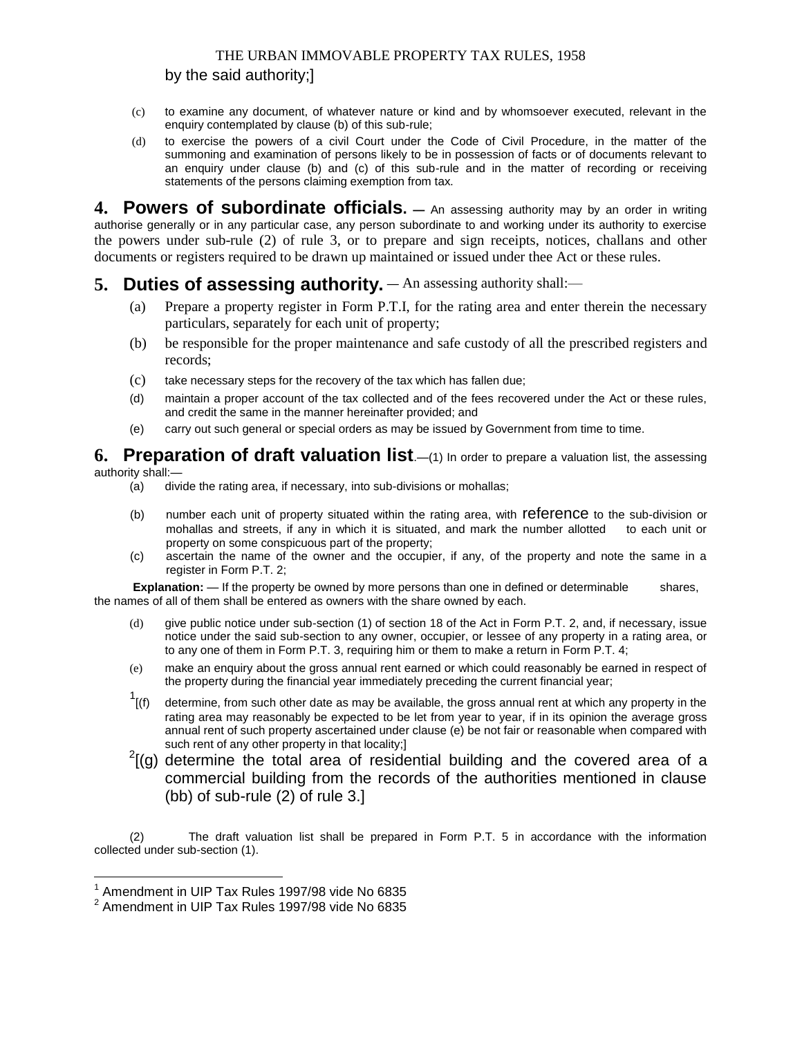by the said authority;]

(c) to examine any document, of whatever nature or kind and by whomsoever executed, relevant in the enquiry contemplated by clause (b) of this sub-rule;

(d) to exercise the powers of a civil Court under the Code of Civil Procedure, in the matter of the summoning and examination of persons likely to be in possession of facts or of documents relevant to an enquiry under clause (b) and (c) of this sub-rule and in the matter of recording or receiving statements of the persons claiming exemption from tax.

**4. Powers of subordinate officials. —** An assessing authority may by an order in writing authorise generally or in any particular case, any person subordinate to and working under its authority to exercise the powers under sub-rule (2) of rule 3, or to prepare and sign receipts, notices, challans and other documents or registers required to be drawn up maintained or issued under thee Act or these rules.

**5. Duties of assessing authority.** — An assessing authority shall:—

(a) Prepare a property register in Form P.T.I, for the rating area and enter therein the necessary particulars, separately for each unit of property;

(b) be responsible for the proper maintenance and safe custody of all the prescribed registers and records;

(c) take necessary steps for the recovery of the tax which has fallen due;

(d) maintain a proper account of the tax collected and of the fees recovered under the Act or these rules, and credit the same in the manner hereinafter provided; and

(e) carry out such general or special orders as may be issued by Government from time to time.

**6. Preparation of draft valuation list**.—(1) In order to prepare a valuation list, the assessing authority shall:—

(a) divide the rating area, if necessary, into sub-divisions or mohallas;

(b) number each unit of property situated within the rating area, with reference to the sub-division or mohallas and streets, if any in which it is situated, and mark the number allotted to each unit or property on some conspicuous part of the property;

(c) ascertain the name of the owner and the occupier, if any, of the property and note the same in a register in Form P.T. 2;

**Explanation:** — If the property be owned by more persons than one in defined or determinable shares, the names of all of them shall be entered as owners with the share owned by each.

(d) give public notice under sub-section (1) of section 18 of the Act in Form P.T. 2, and, if necessary, issue notice under the said sub-section to any owner, occupier, or lessee of any property in a rating area, or to any one of them in Form P.T. 3, requiring him or them to make a return in Form P.T. 4;

(e) make an enquiry about the gross annual rent earned or which could reasonably be earned in respect of the property during the financial year immediately preceding the current financial year;

[1][(f) determine, from such other date as may be available, the gross annual rent at which any property in the rating area may reasonably be expected to be let from year to year, if in its opinion the average gross annual rent of such property ascertained under clause (e) be not fair or reasonable when compared with such rent of any other property in that locality;]

[2][(g) determine the total area of residential building and the covered area of a commercial building from the records of the authorities mentioned in clause (bb) of sub-rule (2) of rule 3.]

(2) The draft valuation list shall be prepared in Form P.T. 5 in accordance with the information collected under sub-section (1).

---

[1] Amendment in UIP Tax Rules 1997/98 vide No 6835

[2] Amendment in UIP Tax Rules 1997/98 vide No 6835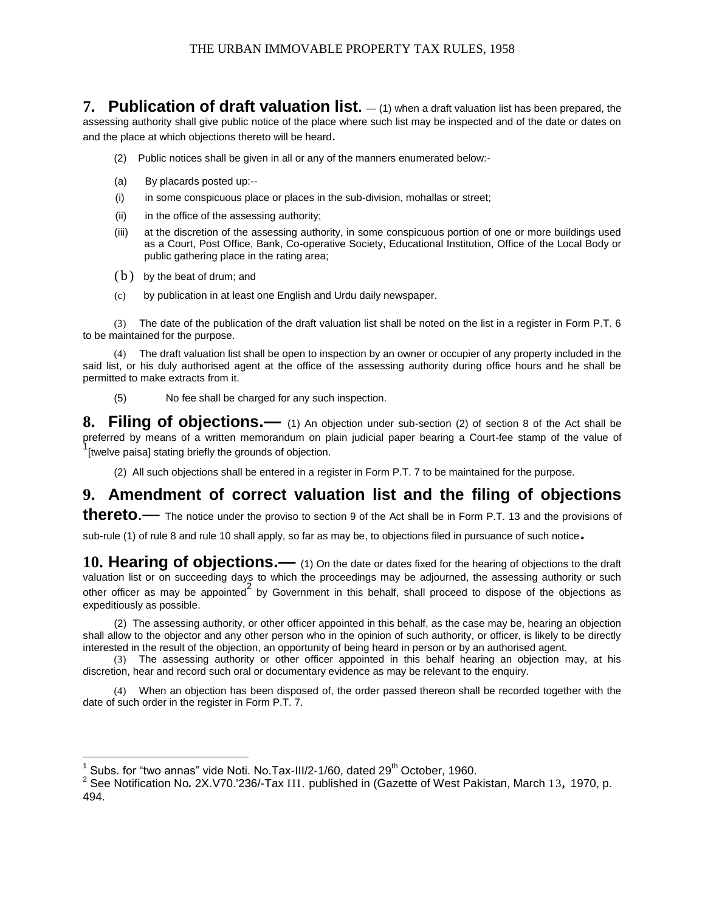**7. Publication of draft valuation list.** — (1) when a draft valuation list has been prepared, the assessing authority shall give public notice of the place where such list may be inspected and of the date or dates on and the place at which objections thereto will be heard.

(2) Public notices shall be given in all or any of the manners enumerated below:-

(a) By placards posted up:--

(i) in some conspicuous place or places in the sub-division, mohallas or street;

(ii) in the office of the assessing authority;

(iii) at the discretion of the assessing authority, in some conspicuous portion of one or more buildings used as a Court, Post Office, Bank, Co-operative Society, Educational Institution, Office of the Local Body or public gathering place in the rating area;

(b) by the beat of drum; and

(c) by publication in at least one English and Urdu daily newspaper.

(3) The date of the publication of the draft valuation list shall be noted on the list in a register in Form P.T. 6 to be maintained for the purpose.

(4) The draft valuation list shall be open to inspection by an owner or occupier of any property included in the said list, or his duly authorised agent at the office of the assessing authority during office hours and he shall be permitted to make extracts from it.

(5) No fee shall be charged for any such inspection.

**8. Filing of objections.—** (1) An objection under sub-section (2) of section 8 of the Act shall be preferred by means of a written memorandum on plain judicial paper bearing a Court-fee stamp of the value of [1][twelve paisa] stating briefly the grounds of objection.

(2) All such objections shall be entered in a register in Form P.T. 7 to be maintained for the purpose.

**9. Amendment of correct valuation list and the filing of objections thereto.—** The notice under the proviso to section 9 of the Act shall be in Form P.T. 13 and the provisions of sub-rule (1) of rule 8 and rule 10 shall apply, so far as may be, to objections filed in pursuance of such notice.

**10. Hearing of objections.—** (1) On the date or dates fixed for the hearing of objections to the draft valuation list or on succeeding days to which the proceedings may be adjourned, the assessing authority or such other officer as may be appointed[2] by Government in this behalf, shall proceed to dispose of the objections as expeditiously as possible.

(2) The assessing authority, or other officer appointed in this behalf, as the case may be, hearing an objection shall allow to the objector and any other person who in the opinion of such authority, or officer, is likely to be directly interested in the result of the objection, an opportunity of being heard in person or by an authorised agent.

(3) The assessing authority or other officer appointed in this behalf hearing an objection may, at his discretion, hear and record such oral or documentary evidence as may be relevant to the enquiry.

(4) When an objection has been disposed of, the order passed thereon shall be recorded together with the date of such order in the register in Form P.T. 7.

---

[1] Subs. for "two annas" vide Noti. No.Tax-III/2-1/60, dated 29th October, 1960.

[2] See Notification No. 2X.V70.'236/-Tax III. published in (Gazette of West Pakistan, March 13, 1970, p. 494.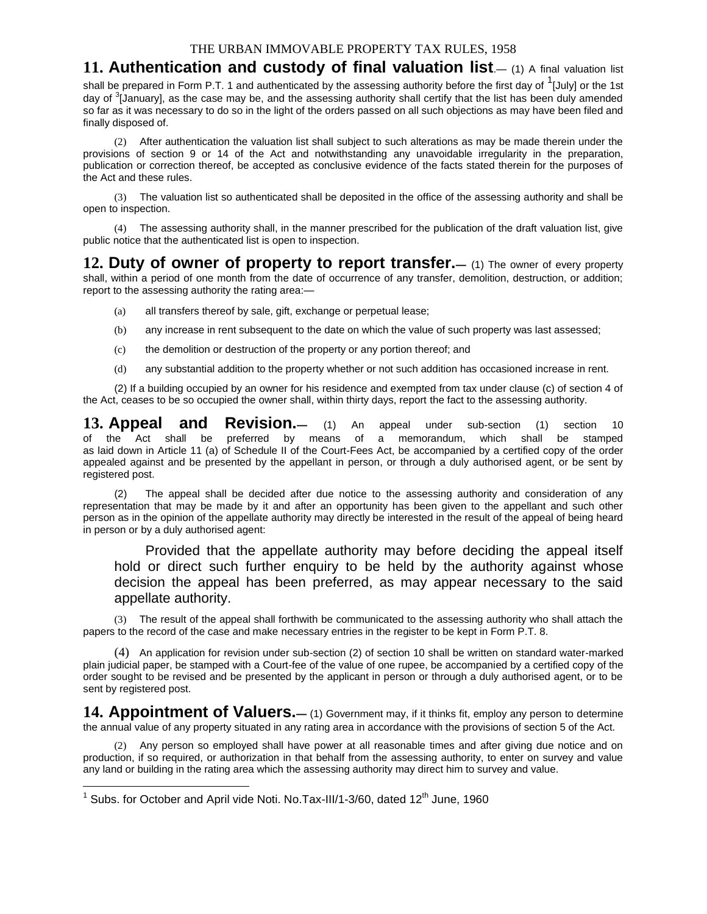**11. Authentication and custody of final valuation list**.— (1) A final valuation list shall be prepared in Form P.T. 1 and authenticated by the assessing authority before the first day of [1][July] or the 1st day of [3][January], as the case may be, and the assessing authority shall certify that the list has been duly amended so far as it was necessary to do so in the light of the orders passed on all such objections as may have been filed and finally disposed of.

(2) After authentication the valuation list shall subject to such alterations as may be made therein under the provisions of section 9 or 14 of the Act and notwithstanding any unavoidable irregularity in the preparation, publication or correction thereof, be accepted as conclusive evidence of the facts stated therein for the purposes of the Act and these rules.

(3) The valuation list so authenticated shall be deposited in the office of the assessing authority and shall be open to inspection.

(4) The assessing authority shall, in the manner prescribed for the publication of the draft valuation list, give public notice that the authenticated list is open to inspection.

**12. Duty of owner of property to report transfer.**— (1) The owner of every property shall, within a period of one month from the date of occurrence of any transfer, demolition, destruction, or addition; report to the assessing authority the rating area:—

(a) all transfers thereof by sale, gift, exchange or perpetual lease;

(b) any increase in rent subsequent to the date on which the value of such property was last assessed;

(c) the demolition or destruction of the property or any portion thereof; and

(d) any substantial addition to the property whether or not such addition has occasioned increase in rent.

(2) If a building occupied by an owner for his residence and exempted from tax under clause (c) of section 4 of the Act, ceases to be so occupied the owner shall, within thirty days, report the fact to the assessing authority.

**13. Appeal and Revision.**— (1) An appeal under sub-section (1) section 10 of the Act shall be preferred by means of a memorandum, which shall be stamped as laid down in Article 11 (a) of Schedule II of the Court-Fees Act, be accompanied by a certified copy of the order appealed against and be presented by the appellant in person, or through a duly authorised agent, or be sent by registered post.

(2) The appeal shall be decided after due notice to the assessing authority and consideration of any representation that may be made by it and after an opportunity has been given to the appellant and such other person as in the opinion of the appellate authority may directly be interested in the result of the appeal of being heard in person or by a duly authorised agent:

Provided that the appellate authority may before deciding the appeal itself hold or direct such further enquiry to be held by the authority against whose decision the appeal has been preferred, as may appear necessary to the said appellate authority.

(3) The result of the appeal shall forthwith be communicated to the assessing authority who shall attach the papers to the record of the case and make necessary entries in the register to be kept in Form P.T. 8.

(4) An application for revision under sub-section (2) of section 10 shall be written on standard water-marked plain judicial paper, be stamped with a Court-fee of the value of one rupee, be accompanied by a certified copy of the order sought to be revised and be presented by the applicant in person or through a duly authorised agent, or to be sent by registered post.

**14. Appointment of Valuers.**— (1) Government may, if it thinks fit, employ any person to determine the annual value of any property situated in any rating area in accordance with the provisions of section 5 of the Act.

(2) Any person so employed shall have power at all reasonable times and after giving due notice and on production, if so required, or authorization in that behalf from the assessing authority, to enter on survey and value any land or building in the rating area which the assessing authority may direct him to survey and value.

---

[1] Subs. for October and April vide Noti. No.Tax-III/1-3/60, dated 12th June, 1960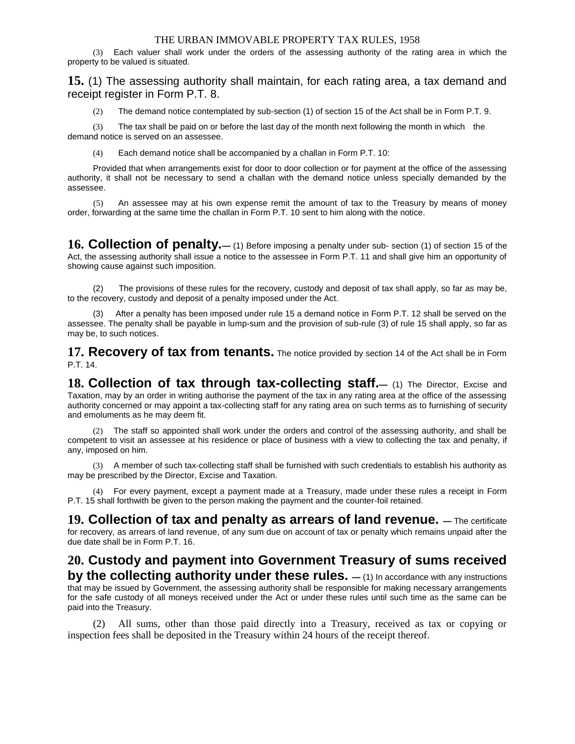(3) Each valuer shall work under the orders of the assessing authority of the rating area in which the property to be valued is situated.

**15.** (1) The assessing authority shall maintain, for each rating area, a tax demand and receipt register in Form P.T. 8.

(2) The demand notice contemplated by sub-section (1) of section 15 of the Act shall be in Form P.T. 9.

(3) The tax shall be paid on or before the last day of the month next following the month in which the demand notice is served on an assessee.

(4) Each demand notice shall be accompanied by a challan in Form P.T. 10:

Provided that when arrangements exist for door to door collection or for payment at the office of the assessing authority, it shall not be necessary to send a challan with the demand notice unless specially demanded by the assessee.

(5) An assessee may at his own expense remit the amount of tax to the Treasury by means of money order, forwarding at the same time the challan in Form P.T. 10 sent to him along with the notice.

**16. Collection of penalty.—** (1) Before imposing a penalty under sub- section (1) of section 15 of the Act, the assessing authority shall issue a notice to the assessee in Form P.T. 11 and shall give him an opportunity of showing cause against such imposition.

(2) The provisions of these rules for the recovery, custody and deposit of tax shall apply, so far as may be, to the recovery, custody and deposit of a penalty imposed under the Act.

(3) After a penalty has been imposed under rule 15 a demand notice in Form P.T. 12 shall be served on the assessee. The penalty shall be payable in lump-sum and the provision of sub-rule (3) of rule 15 shall apply, so far as may be, to such notices.

**17. Recovery of tax from tenants.** The notice provided by section 14 of the Act shall be in Form P.T. 14.

**18. Collection of tax through tax-collecting staff.—** (1) The Director, Excise and Taxation, may by an order in writing authorise the payment of the tax in any rating area at the office of the assessing authority concerned or may appoint a tax-collecting staff for any rating area on such terms as to furnishing of security and emoluments as he may deem fit.

(2) The staff so appointed shall work under the orders and control of the assessing authority, and shall be competent to visit an assessee at his residence or place of business with a view to collecting the tax and penalty, if any, imposed on him.

(3) A member of such tax-collecting staff shall be furnished with such credentials to establish his authority as may be prescribed by the Director, Excise and Taxation.

(4) For every payment, except a payment made at a Treasury, made under these rules a receipt in Form P.T. 15 shall forthwith be given to the person making the payment and the counter-foil retained.

**19. Collection of tax and penalty as arrears of land revenue. —** The certificate for recovery, as arrears of land revenue, of any sum due on account of tax or penalty which remains unpaid after the due date shall be in Form P.T. 16.

**20. Custody and payment into Government Treasury of sums received by the collecting authority under these rules. —** (1) In accordance with any instructions that may be issued by Government, the assessing authority shall be responsible for making necessary arrangements for the safe custody of all moneys received under the Act or under these rules until such time as the same can be paid into the Treasury.

(2) All sums, other than those paid directly into a Treasury, received as tax or copying or inspection fees shall be deposited in the Treasury within 24 hours of the receipt thereof.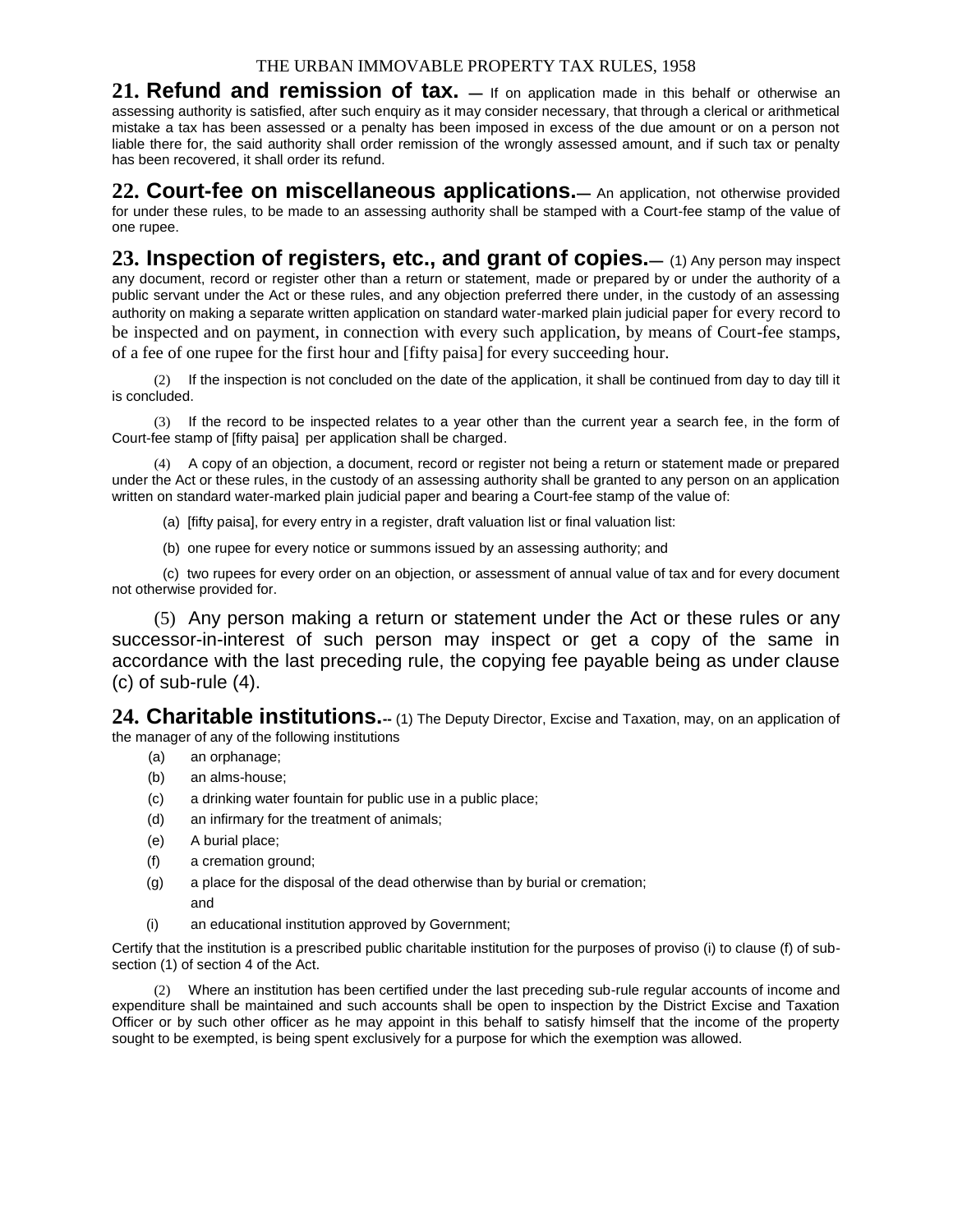**21. Refund and remission of tax. —** If on application made in this behalf or otherwise an assessing authority is satisfied, after such enquiry as it may consider necessary, that through a clerical or arithmetical mistake a tax has been assessed or a penalty has been imposed in excess of the due amount or on a person not liable there for, the said authority shall order remission of the wrongly assessed amount, and if such tax or penalty has been recovered, it shall order its refund.

**22. Court-fee on miscellaneous applications.—** An application, not otherwise provided for under these rules, to be made to an assessing authority shall be stamped with a Court-fee stamp of the value of one rupee.

**23. Inspection of registers, etc., and grant of copies.—** (1) Any person may inspect any document, record or register other than a return or statement, made or prepared by or under the authority of a public servant under the Act or these rules, and any objection preferred there under, in the custody of an assessing authority on making a separate written application on standard water-marked plain judicial paper for every record to be inspected and on payment, in connection with every such application, by means of Court-fee stamps, of a fee of one rupee for the first hour and [fifty paisa] for every succeeding hour.

(2) If the inspection is not concluded on the date of the application, it shall be continued from day to day till it is concluded.

(3) If the record to be inspected relates to a year other than the current year a search fee, in the form of Court-fee stamp of [fifty paisa] per application shall be charged.

(4) A copy of an objection, a document, record or register not being a return or statement made or prepared under the Act or these rules, in the custody of an assessing authority shall be granted to any person on an application written on standard water-marked plain judicial paper and bearing a Court-fee stamp of the value of:

(a) [fifty paisa], for every entry in a register, draft valuation list or final valuation list:

(b) one rupee for every notice or summons issued by an assessing authority; and

(c) two rupees for every order on an objection, or assessment of annual value of tax and for every document not otherwise provided for.

(5) Any person making a return or statement under the Act or these rules or any successor-in-interest of such person may inspect or get a copy of the same in accordance with the last preceding rule, the copying fee payable being as under clause (c) of sub-rule (4).

**24. Charitable institutions.--** (1) The Deputy Director, Excise and Taxation, may, on an application of the manager of any of the following institutions

(a) an orphanage;

(b) an alms-house;

(c) a drinking water fountain for public use in a public place;

(d) an infirmary for the treatment of animals;

(e) A burial place;

(f) a cremation ground;

(g) a place for the disposal of the dead otherwise than by burial or cremation; and

(i) an educational institution approved by Government;

Certify that the institution is a prescribed public charitable institution for the purposes of proviso (i) to clause (f) of sub-section (1) of section 4 of the Act.

(2) Where an institution has been certified under the last preceding sub-rule regular accounts of income and expenditure shall be maintained and such accounts shall be open to inspection by the District Excise and Taxation Officer or by such other officer as he may appoint in this behalf to satisfy himself that the income of the property sought to be exempted, is being spent exclusively for a purpose for which the exemption was allowed.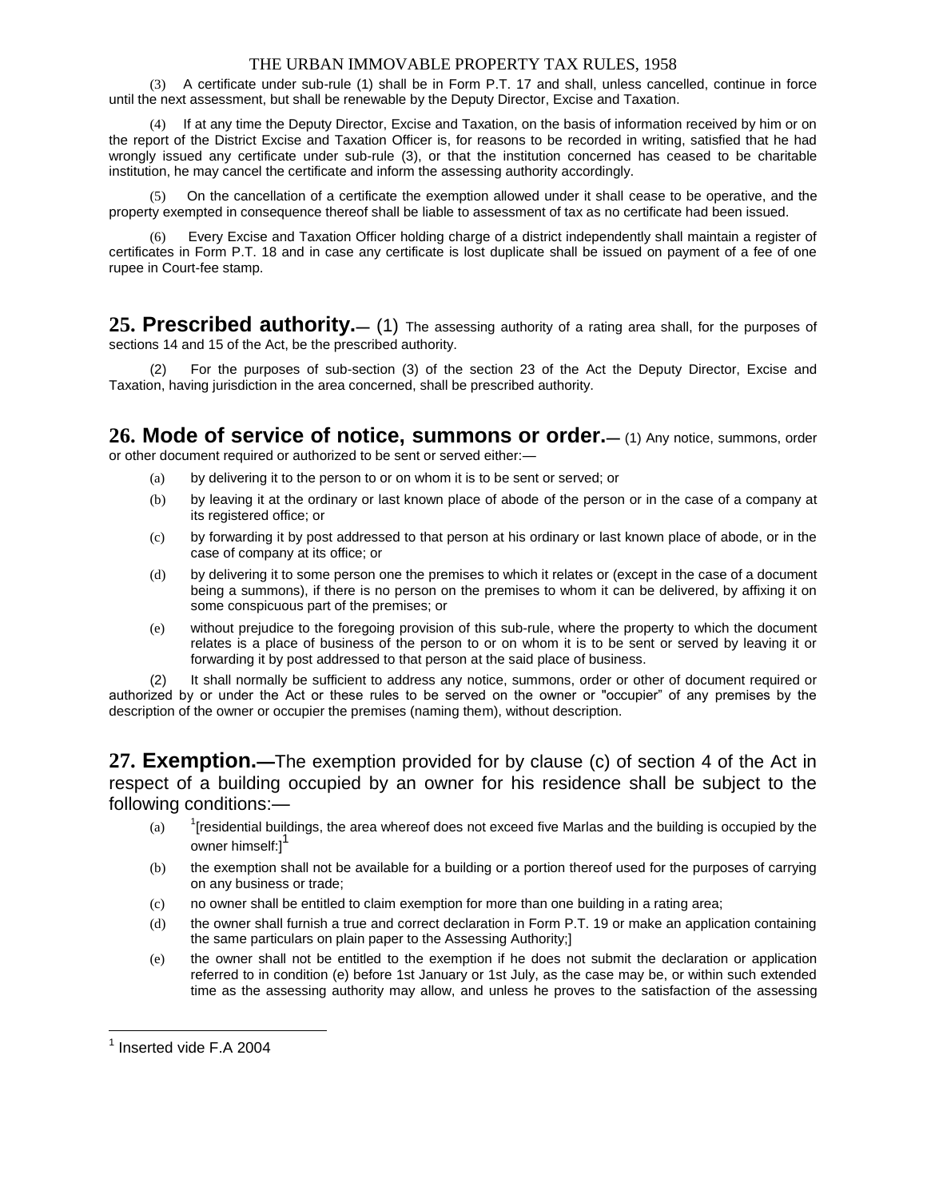(3) A certificate under sub-rule (1) shall be in Form P.T. 17 and shall, unless cancelled, continue in force until the next assessment, but shall be renewable by the Deputy Director, Excise and Taxation.

(4) If at any time the Deputy Director, Excise and Taxation, on the basis of information received by him or on the report of the District Excise and Taxation Officer is, for reasons to be recorded in writing, satisfied that he had wrongly issued any certificate under sub-rule (3), or that the institution concerned has ceased to be charitable institution, he may cancel the certificate and inform the assessing authority accordingly.

(5) On the cancellation of a certificate the exemption allowed under it shall cease to be operative, and the property exempted in consequence thereof shall be liable to assessment of tax as no certificate had been issued.

(6) Every Excise and Taxation Officer holding charge of a district independently shall maintain a register of certificates in Form P.T. 18 and in case any certificate is lost duplicate shall be issued on payment of a fee of one rupee in Court-fee stamp.

## 25. Prescribed authority.—

(1) The assessing authority of a rating area shall, for the purposes of sections 14 and 15 of the Act, be the prescribed authority.

(2) For the purposes of sub-section (3) of the section 23 of the Act the Deputy Director, Excise and Taxation, having jurisdiction in the area concerned, shall be prescribed authority.

## 26. Mode of service of notice, summons or order.—

(1) Any notice, summons, order or other document required or authorized to be sent or served either:—

(a) by delivering it to the person to or on whom it is to be sent or served; or

(b) by leaving it at the ordinary or last known place of abode of the person or in the case of a company at its registered office; or

(c) by forwarding it by post addressed to that person at his ordinary or last known place of abode, or in the case of company at its office; or

(d) by delivering it to some person one the premises to which it relates or (except in the case of a document being a summons), if there is no person on the premises to whom it can be delivered, by affixing it on some conspicuous part of the premises; or

(e) without prejudice to the foregoing provision of this sub-rule, where the property to which the document relates is a place of business of the person to or on whom it is to be sent or served by leaving it or forwarding it by post addressed to that person at the said place of business.

(2) It shall normally be sufficient to address any notice, summons, order or other of document required or authorized by or under the Act or these rules to be served on the owner or "occupier" of any premises by the description of the owner or occupier the premises (naming them), without description.

## 27. Exemption.—

The exemption provided for by clause (c) of section 4 of the Act in respect of a building occupied by an owner for his residence shall be subject to the following conditions:—

(a) [1][residential buildings, the area whereof does not exceed five Marlas and the building is occupied by the owner himself:][1]

(b) the exemption shall not be available for a building or a portion thereof used for the purposes of carrying on any business or trade;

(c) no owner shall be entitled to claim exemption for more than one building in a rating area;

(d) the owner shall furnish a true and correct declaration in Form P.T. 19 or make an application containing the same particulars on plain paper to the Assessing Authority;]

(e) the owner shall not be entitled to the exemption if he does not submit the declaration or application referred to in condition (e) before 1st January or 1st July, as the case may be, or within such extended time as the assessing authority may allow, and unless he proves to the satisfaction of the assessing

---

[1] Inserted vide F.A 2004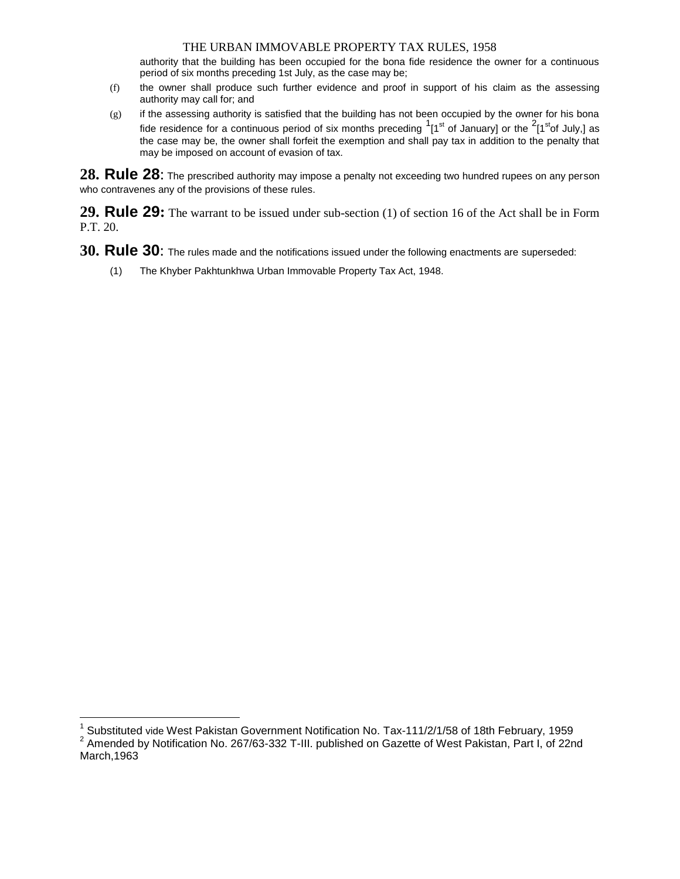authority that the building has been occupied for the bona fide residence the owner for a continuous period of six months preceding 1st July, as the case may be;

(f) the owner shall produce such further evidence and proof in support of his claim as the assessing authority may call for; and

(g) if the assessing authority is satisfied that the building has not been occupied by the owner for his bona fide residence for a continuous period of six months preceding [1][1st of January] or the [2][1st of July,] as the case may be, the owner shall forfeit the exemption and shall pay tax in addition to the penalty that may be imposed on account of evasion of tax.

**28. Rule 28**: The prescribed authority may impose a penalty not exceeding two hundred rupees on any person who contravenes any of the provisions of these rules.

**29. Rule 29:** The warrant to be issued under sub-section (1) of section 16 of the Act shall be in Form P.T. 20.

**30. Rule 30**: The rules made and the notifications issued under the following enactments are superseded:

(1) The Khyber Pakhtunkhwa Urban Immovable Property Tax Act, 1948.

---

[1] Substituted vide West Pakistan Government Notification No. Tax-111/2/1/58 of 18th February, 1959

[2] Amended by Notification No. 267/63-332 T-III. published on Gazette of West Pakistan, Part I, of 22nd March,1963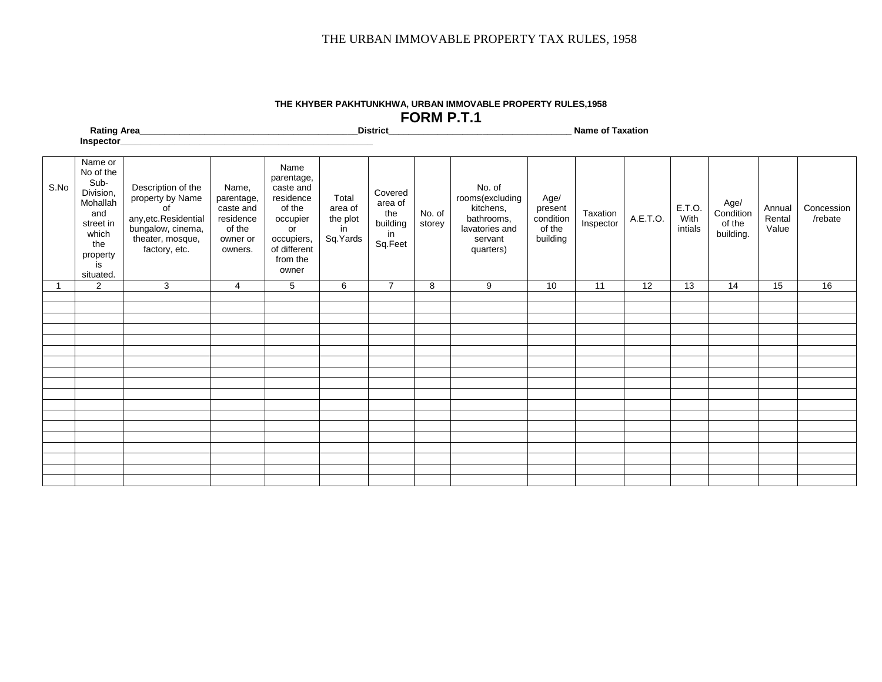**THE KHYBER PAKHTUNKHWA, URBAN IMMOVABLE PROPERTY RULES,1958**

## FORM P.T.1

**Rating Area**_____________________________________________**District**_____________________________________ **Name of Taxation Inspector**____________________________________________________

| S.No | Name or No of the Sub-Division, Mohallah and street in which the property is situated. | Description of the property by Name of any,etc.Residential bungalow, cinema, theater, mosque, factory, etc. | Name, parentage, caste and residence of the owner or owners. | Name parentage, caste and residence of the occupier or occupiers, of different from the owner | Total area of the plot in Sq.Yards | Covered area of the building in Sq.Feet | No. of storey | No. of rooms(excluding kitchens, bathrooms, lavatories and servant quarters) | Age/ present condition of the building | Taxation Inspector | A.E.T.O. | E.T.O. With intials | Age/ Condition of the building. | Annual Rental Value | Concession /rebate |
|---|---|---|---|---|---|---|---|---|---|---|---|---|---|---|---|
| 1 | 2 | 3 | 4 | 5 | 6 | 7 | 8 | 9 | 10 | 11 | 12 | 13 | 14 | 15 | 16 |
| | | | | | | | | | | | | | | | |
| | | | | | | | | | | | | | | | |
| | | | | | | | | | | | | | | | |
| | | | | | | | | | | | | | | | |
| | | | | | | | | | | | | | | | |
| | | | | | | | | | | | | | | | |
| | | | | | | | | | | | | | | | |
| | | | | | | | | | | | | | | | |
| | | | | | | | | | | | | | | | |
| | | | | | | | | | | | | | | | |
| | | | | | | | | | | | | | | | |
| | | | | | | | | | | | | | | | |
| | | | | | | | | | | | | | | | |
| | | | | | | | | | | | | | | | |
| | | | | | | | | | | | | | | | |
| | | | | | | | | | | | | | | | |
| | | | | | | | | | | | | | | | |
| | | | | | | | | | | | | | | | |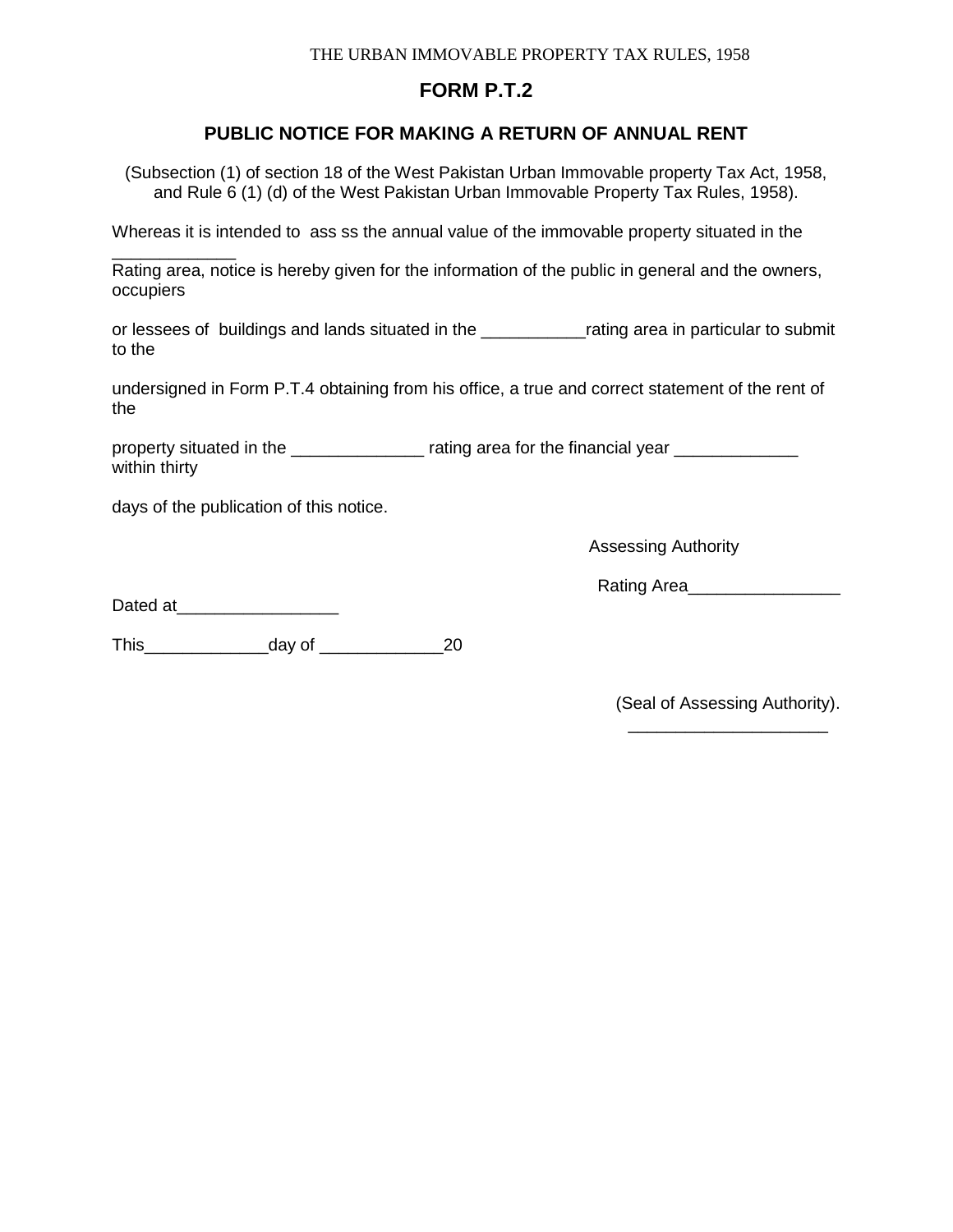THE URBAN IMMOVABLE PROPERTY TAX RULES, 1958

# FORM P.T.2

## PUBLIC NOTICE FOR MAKING A RETURN OF ANNUAL RENT

(Subsection (1) of section 18 of the West Pakistan Urban Immovable property Tax Act, 1958, and Rule 6 (1) (d) of the West Pakistan Urban Immovable Property Tax Rules, 1958).

Whereas it is intended to ass ss the annual value of the immovable property situated in the _____________ Rating area, notice is hereby given for the information of the public in general and the owners, occupiers

or lessees of buildings and lands situated in the ___________rating area in particular to submit to the

undersigned in Form P.T.4 obtaining from his office, a true and correct statement of the rent of the

property situated in the ______________ rating area for the financial year _____________ within thirty

days of the publication of this notice.

Assessing Authority

Rating Area________________

Dated at_________________

This_____________day of _____________20

(Seal of Assessing Authority).
_____________________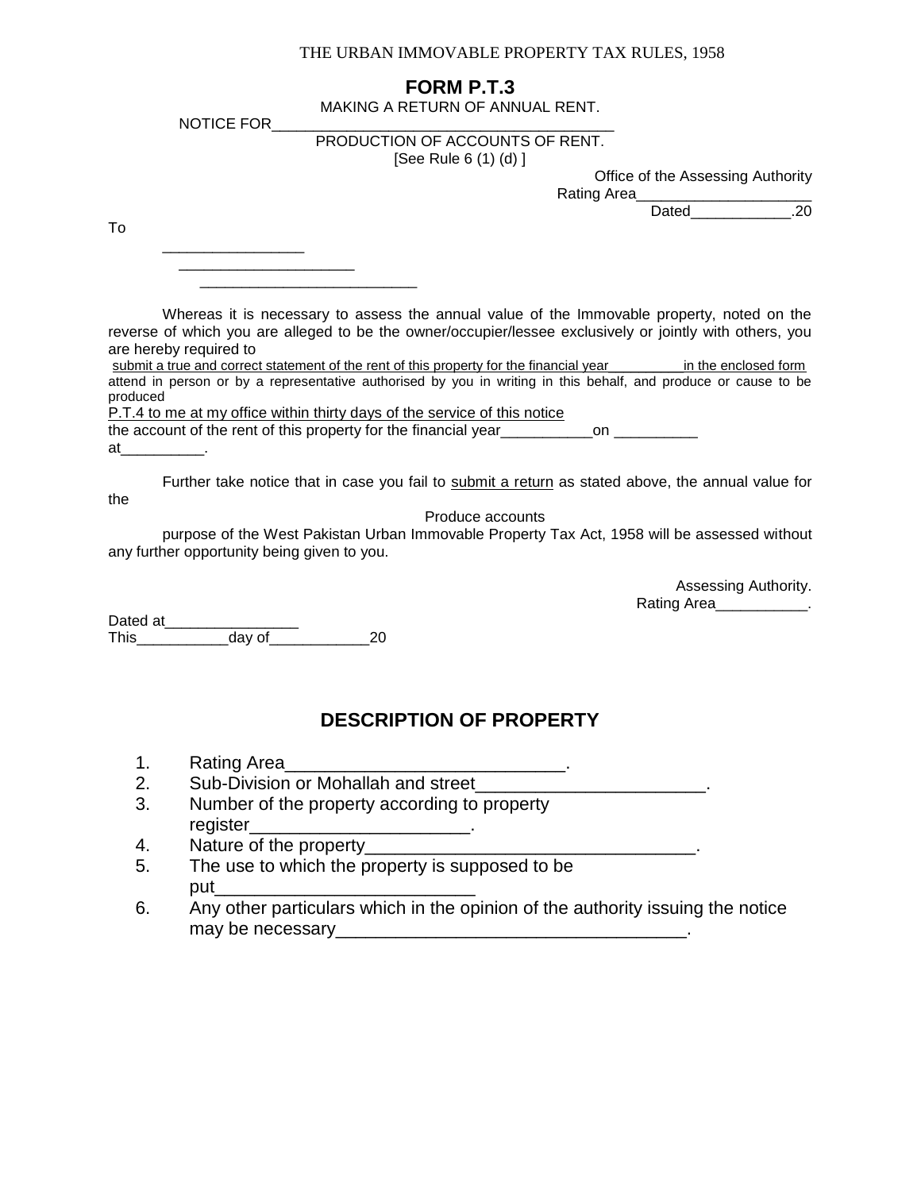THE URBAN IMMOVABLE PROPERTY TAX RULES, 1958

# FORM P.T.3

MAKING A RETURN OF ANNUAL RENT.

NOTICE FOR_______________________________________

PRODUCTION OF ACCOUNTS OF RENT.

[See Rule 6 (1) (d) ]

Office of the Assessing Authority

Rating Area____________________

Dated____________.20

To

________________

____________________

_________________________

Whereas it is necessary to assess the annual value of the Immovable property, noted on the reverse of which you are alleged to be the owner/occupier/lessee exclusively or jointly with others, you are hereby required to

submit a true and correct statement of the rent of this property for the financial year__________in the enclosed form

attend in person or by a representative authorised by you in writing in this behalf, and produce or cause to be produced

P.T.4 to me at my office within thirty days of the service of this notice

the account of the rent of this property for the financial year___________on __________

at__________.

Further take notice that in case you fail to submit a return as stated above, the annual value for the

Produce accounts

purpose of the West Pakistan Urban Immovable Property Tax Act, 1958 will be assessed without any further opportunity being given to you.

Assessing Authority.

Rating Area___________.

Dated at________________

This___________day of____________20

## DESCRIPTION OF PROPERTY

1. Rating Area____________________________.
2. Sub-Division or Mohallah and street_______________________.
3. Number of the property according to property register______________________.
4. Nature of the property_________________________________.
5. The use to which the property is supposed to be put_________________________
6. Any other particulars which in the opinion of the authority issuing the notice may be necessary___________________________________.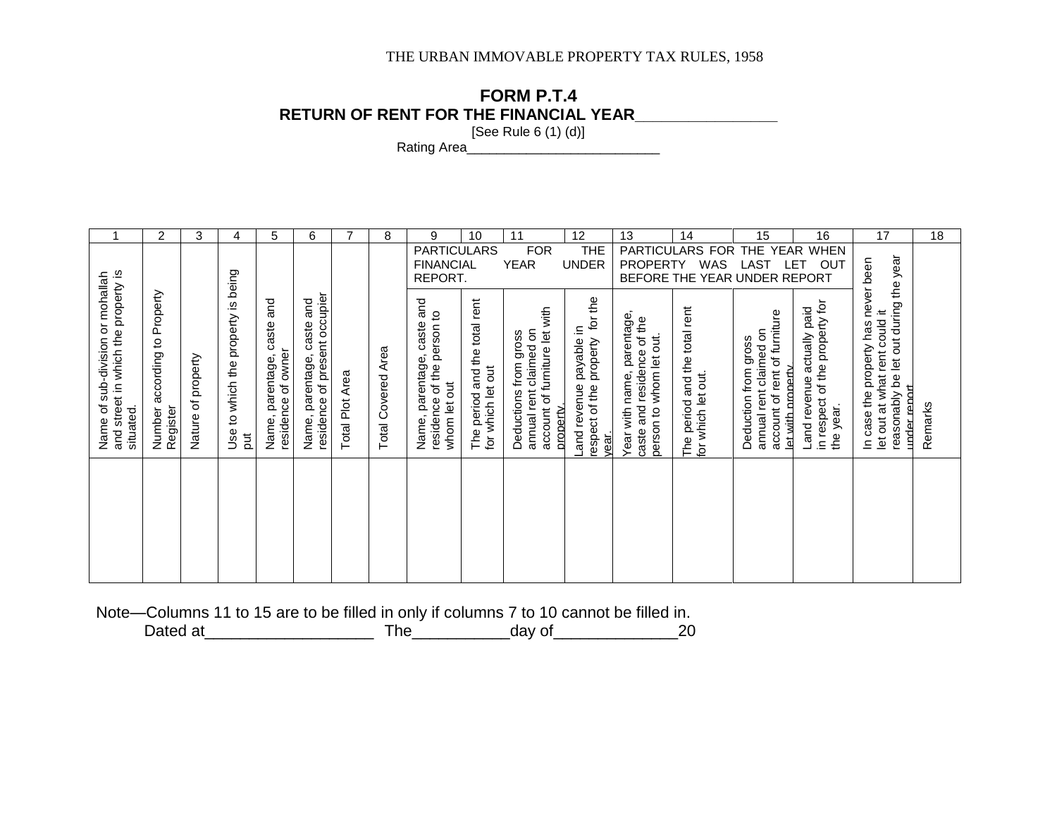THE URBAN IMMOVABLE PROPERTY TAX RULES, 1958

## FORM P.T.4

### RETURN OF RENT FOR THE FINANCIAL YEAR__________________

[See Rule 6 (1) (d)]

Rating Area__________________________

| 1 | 2 | 3 | 4 | 5 | 6 | 7 | 8 | 9 | 10 | 11 | 12 | 13 | 14 | 15 | 16 | 17 | 18 |
|---|---|---|---|---|---|---|---|---|---|---|---|---|---|---|---|---|---|
| | | | | | | | | PARTICULARS FOR THE FINANCIAL YEAR UNDER REPORT. | | | | PARTICULARS FOR THE YEAR WHEN PROPERTY WAS LAST LET OUT BEFORE THE YEAR UNDER REPORT | | | | | |
| Name of sub-division or mohallah and street in which the property is situated. | Number according to Property Register | Nature of property | Use to which the property is being put | Name, parentage, caste and residence of owner | Name, parentage, caste and residence of present occupier | Total Plot Area | Total Covered Area | Name, parentage, caste and residence of the person to whom let out | The period and the total rent for which let out | Deductions from gross annual rent claimed on account of furniture let with property. | Land revenue payable in respect of the property for the year. | Year with name, parentage, caste and residence of the person to whom let out. | The period and the total rent for which let out. | Deduction from gross annual rent claimed on account of rent of furniture let with property | Land revenue actually paid in respect of the property for the year. | In case the property has never been let out at what rent could it reasonably be let out during the year under report | Remarks |
| | | | | | | | | | | | | | | | | | |

Note—Columns 11 to 15 are to be filled in only if columns 7 to 10 cannot be filled in.

Dated at____________________ The___________day of______________20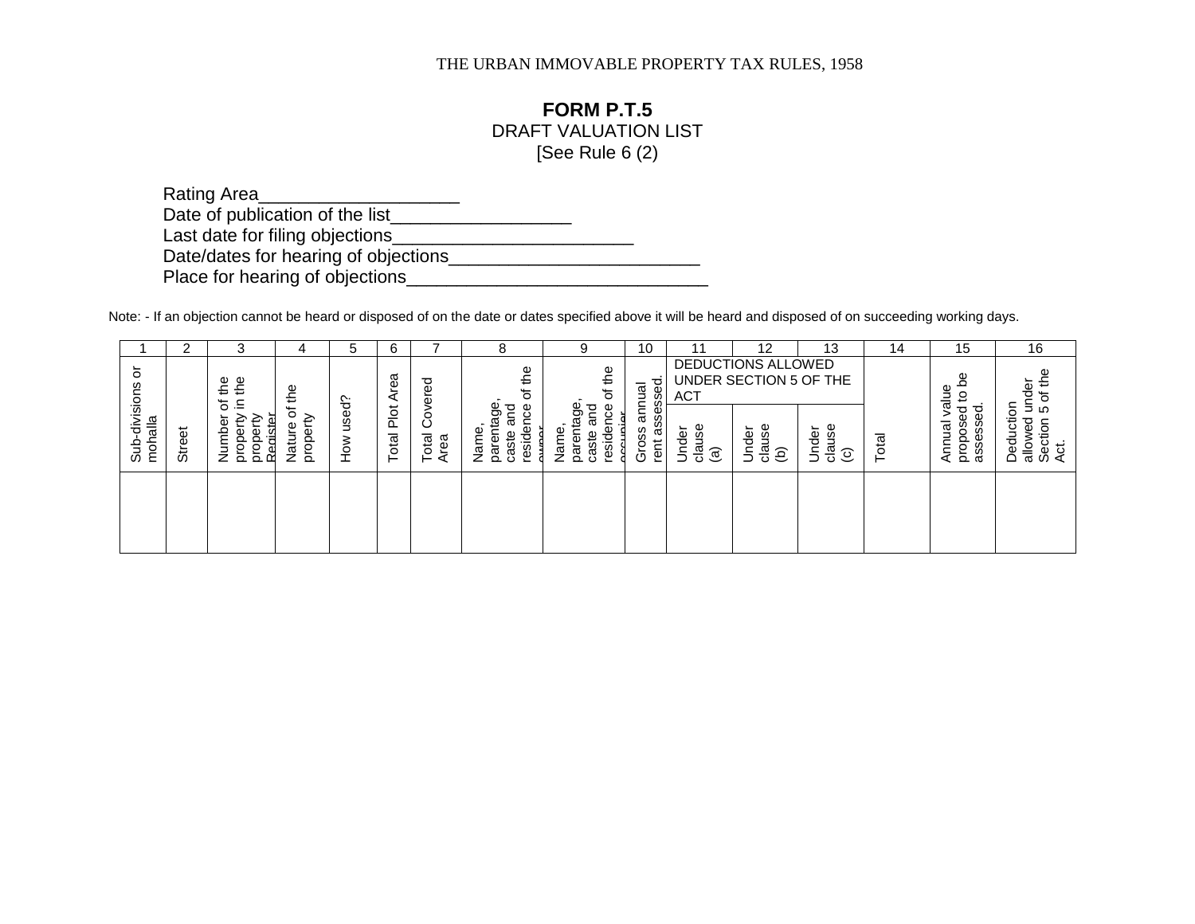THE URBAN IMMOVABLE PROPERTY TAX RULES, 1958

# FORM P.T.5

DRAFT VALUATION LIST

[See Rule 6 (2)

Rating Area____________________

Date of publication of the list__________________

Last date for filing objections________________________

Date/dates for hearing of objections_________________________

Place for hearing of objections______________________________

Note: - If an objection cannot be heard or disposed of on the date or dates specified above it will be heard and disposed of on succeeding working days.

| 1 | 2 | 3 | 4 | 5 | 6 | 7 | 8 | 9 | 10 | 11 | 12 | 13 | 14 | 15 | 16 |
|---|---|---|---|---|---|---|---|---|---|---|---|---|---|---|---|
| Sub-divisions or mohalla | Street | Number of the property in the property Register | Nature of the property | How used? | Total Plot Area | Total Covered Area | Name, parentage, caste and residence of the owner | Name, parentage, caste and residence of the occupier | Gross annual rent assessed. | DEDUCTIONS ALLOWED UNDER SECTION 5 OF THE ACT | | | Total | Annual value proposed to be assessed. | Deduction allowed under Section 5 of the Act. |
| | | | | | | | | | | Under clause (a) | Under clause (b) | Under clause (c) | | | |
| | | | | | | | | | | | | | | | |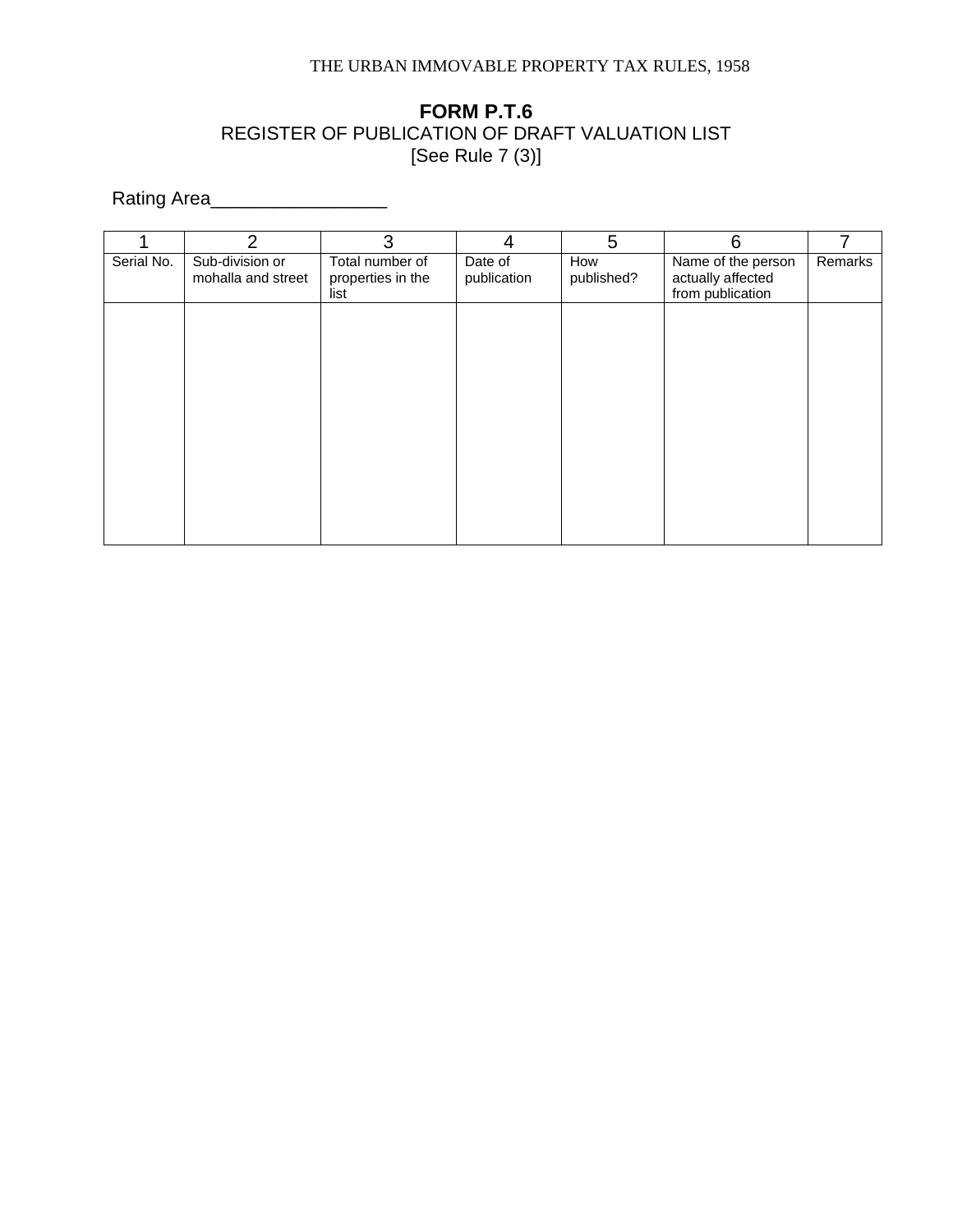# FORM P.T.6

REGISTER OF PUBLICATION OF DRAFT VALUATION LIST

[See Rule 7 (3)]

Rating Area_________________

| 1 | 2 | 3 | 4 | 5 | 6 | 7 |
|---|---|---|---|---|---|---|
| Serial No. | Sub-division or mohalla and street | Total number of properties in the list | Date of publication | How published? | Name of the person actually affected from publication | Remarks |
| | | | | | | |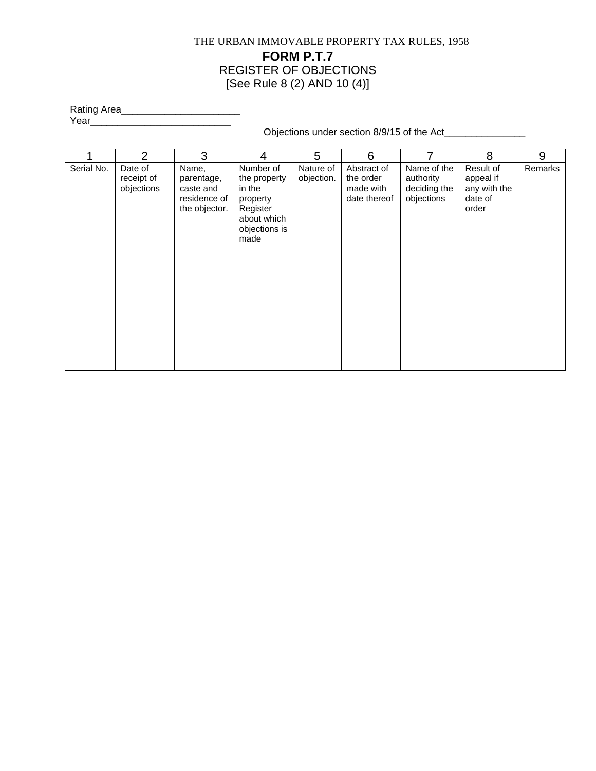THE URBAN IMMOVABLE PROPERTY TAX RULES, 1958

# FORM P.T.7

## REGISTER OF OBJECTIONS

[See Rule 8 (2) AND 10 (4)]

Rating Area______________________

Year__________________________

Objections under section 8/9/15 of the Act_______________

| 1 | 2 | 3 | 4 | 5 | 6 | 7 | 8 | 9 |
|---|---|---|---|---|---|---|---|---|
| Serial No. | Date of receipt of objections | Name, parentage, caste and residence of the objector. | Number of the property in the property Register about which objections is made | Nature of objection. | Abstract of the order made with date thereof | Name of the authority deciding the objections | Result of appeal if any with the date of order | Remarks |
| | | | | | | | | |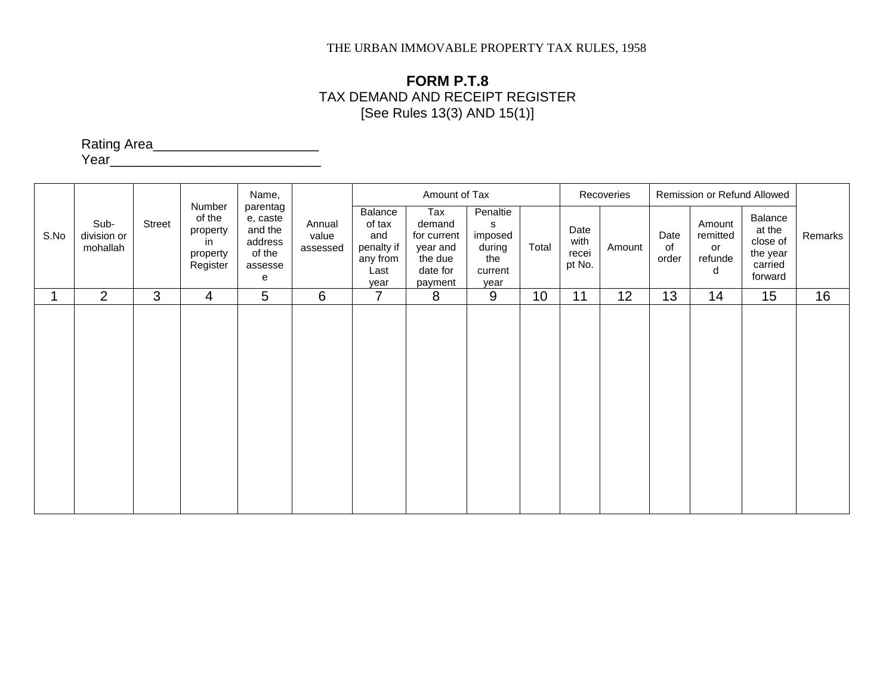THE URBAN IMMOVABLE PROPERTY TAX RULES, 1958

# FORM P.T.8

## TAX DEMAND AND RECEIPT REGISTER

[See Rules 13(3) AND 15(1)]

Rating Area_____________________

Year___________________________

| S.No | Sub-division or mohallah | Street | Number of the property in property Register | Name, parentage, caste and the address of the assessee | Annual value assessed | Amount of Tax | | | | Recoveries | | Remission or Refund Allowed | | | Remarks |
|---|---|---|---|---|---|---|---|---|---|---|---|---|---|---|---|
| | | | | | | Balance of tax and penalty if any from Last year | Tax demand for current year and the due date for payment | Penalties imposed during the current year | Total | Date with receipt No. | Amount | Date of order | Amount remitted or refunded | Balance at the close of the year carried forward | |
| 1 | 2 | 3 | 4 | 5 | 6 | 7 | 8 | 9 | 10 | 11 | 12 | 13 | 14 | 15 | 16 |
| | | | | | | | | | | | | | | | |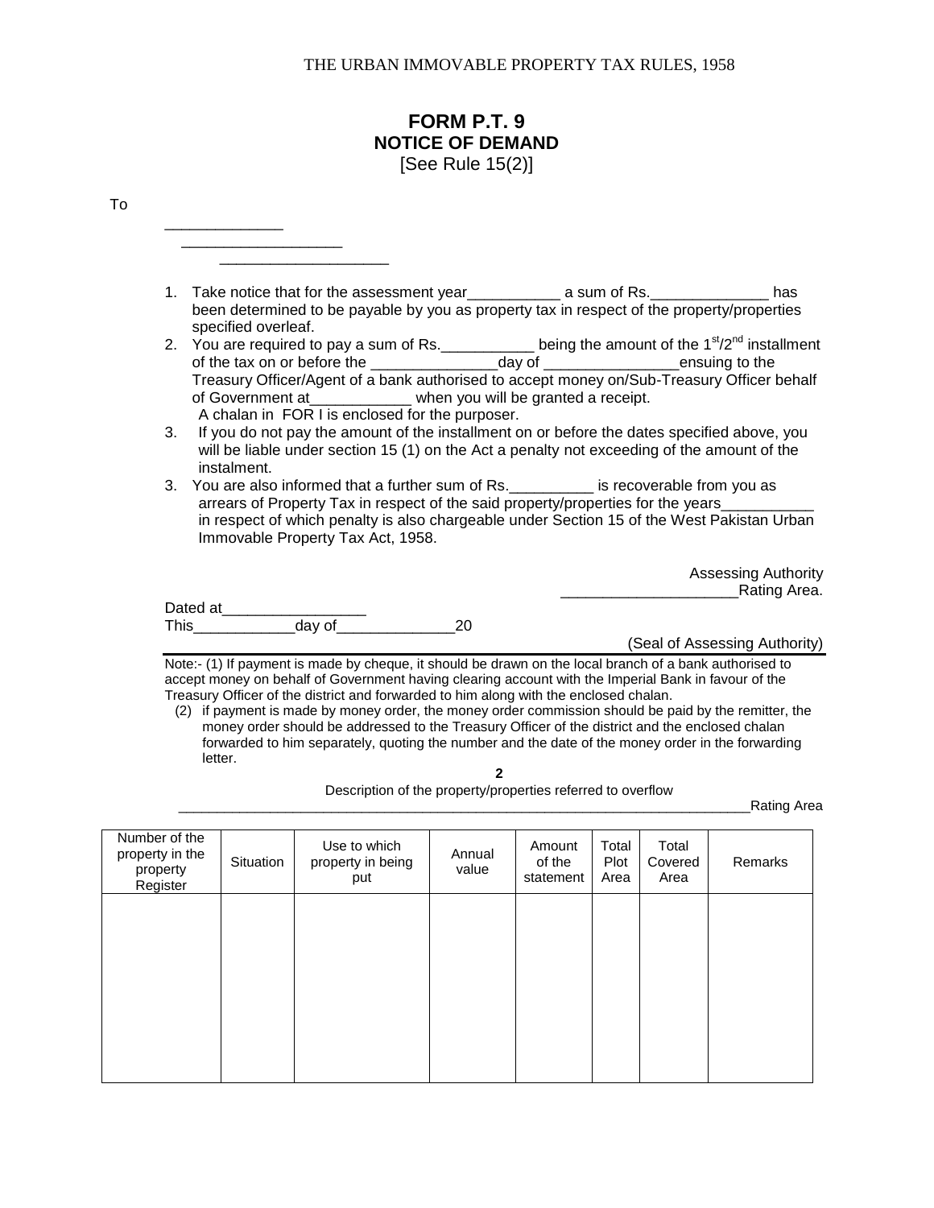THE URBAN IMMOVABLE PROPERTY TAX RULES, 1958

# FORM P.T. 9
## NOTICE OF DEMAND
[See Rule 15(2)]

To

_____________
___________________
___________________

1. Take notice that for the assessment year___________ a sum of Rs.______________ has been determined to be payable by you as property tax in respect of the property/properties specified overleaf.
2. You are required to pay a sum of Rs.___________ being the amount of the 1st/2nd installment of the tax on or before the _______________day of ________________ensuing to the Treasury Officer/Agent of a bank authorised to accept money on/Sub-Treasury Officer behalf of Government at____________ when you will be granted a receipt.
   A chalan in FOR I is enclosed for the purposer.
3. If you do not pay the amount of the installment on or before the dates specified above, you will be liable under section 15 (1) on the Act a penalty not exceeding of the amount of the instalment.
3. You are also informed that a further sum of Rs.__________ is recoverable from you as arrears of Property Tax in respect of the said property/properties for the years___________ in respect of which penalty is also chargeable under Section 15 of the West Pakistan Urban Immovable Property Tax Act, 1958.

Assessing Authority
_____________________Rating Area.

Dated at_________________
This____________day of______________20

(Seal of Assessing Authority)

Note:- (1) If payment is made by cheque, it should be drawn on the local branch of a bank authorised to accept money on behalf of Government having clearing account with the Imperial Bank in favour of the Treasury Officer of the district and forwarded to him along with the enclosed chalan.

(2) if payment is made by money order, the money order commission should be paid by the remitter, the money order should be addressed to the Treasury Officer of the district and the enclosed chalan forwarded to him separately, quoting the number and the date of the money order in the forwarding letter.

**2**

Description of the property/properties referred to overflow

__________________________________________________________________________Rating Area

| Number of the property in the property Register | Situation | Use to which property in being put | Annual value | Amount of the statement | Total Plot Area | Total Covered Area | Remarks |
|---|---|---|---|---|---|---|---|
| | | | | | | | |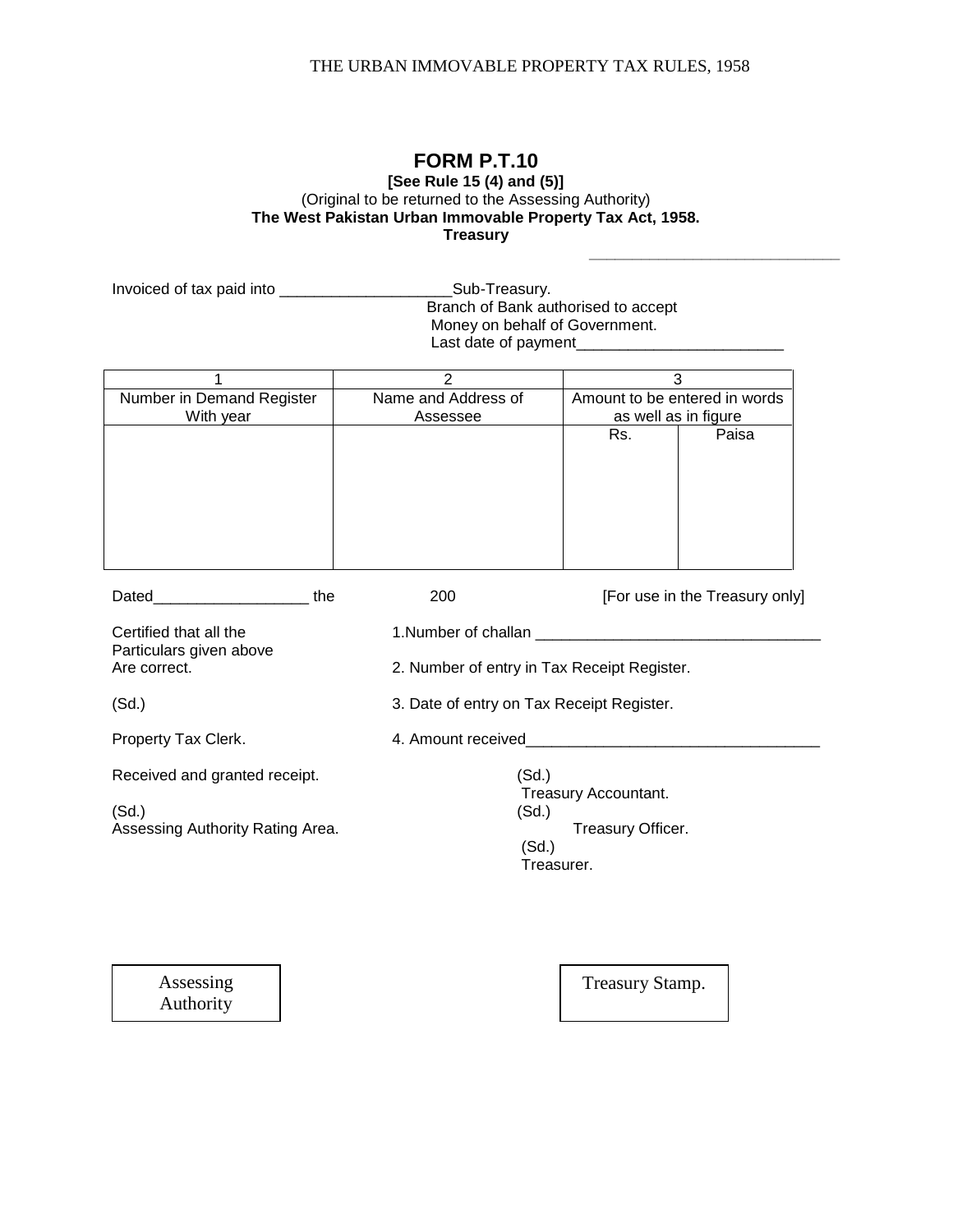# FORM P.T.10

**[See Rule 15 (4) and (5)]**

(Original to be returned to the Assessing Authority)

**The West Pakistan Urban Immovable Property Tax Act, 1958.**

**Treasury**

\_\_\_\_\_\_\_\_\_\_\_\_\_\_\_\_\_\_\_\_\_\_\_\_\_\_\_\_\_\_

Invoiced of tax paid into \_\_\_\_\_\_\_\_\_\_\_\_\_\_\_\_\_\_\_\_Sub-Treasury.
Branch of Bank authorised to accept
Money on behalf of Government.
Last date of payment\_\_\_\_\_\_\_\_\_\_\_\_\_\_\_\_\_\_\_\_\_\_\_\_

| 1 | 2 | 3 | |
|---|---|---|---|
| Number in Demand Register With year | Name and Address of Assessee | Amount to be entered in words as well as in figure | |
| | | Rs. | Paisa |
| | | | |

Dated\_\_\_\_\_\_\_\_\_\_\_\_\_\_\_\_\_\_ the 200 [For use in the Treasury only]

Certified that all the Particulars given above Are correct.

(Sd.)

Property Tax Clerk.

Received and granted receipt.

(Sd.)
Assessing Authority Rating Area.

1.Number of challan \_\_\_\_\_\_\_\_\_\_\_\_\_\_\_\_\_\_\_\_\_\_\_\_\_\_\_\_\_\_\_\_\_

2. Number of entry in Tax Receipt Register.

3. Date of entry on Tax Receipt Register.

4. Amount received\_\_\_\_\_\_\_\_\_\_\_\_\_\_\_\_\_\_\_\_\_\_\_\_\_\_\_\_\_\_\_\_\_\_

(Sd.)
Treasury Accountant.
(Sd.)
Treasury Officer.
(Sd.)
Treasurer.

Assessing Authority

Treasury Stamp.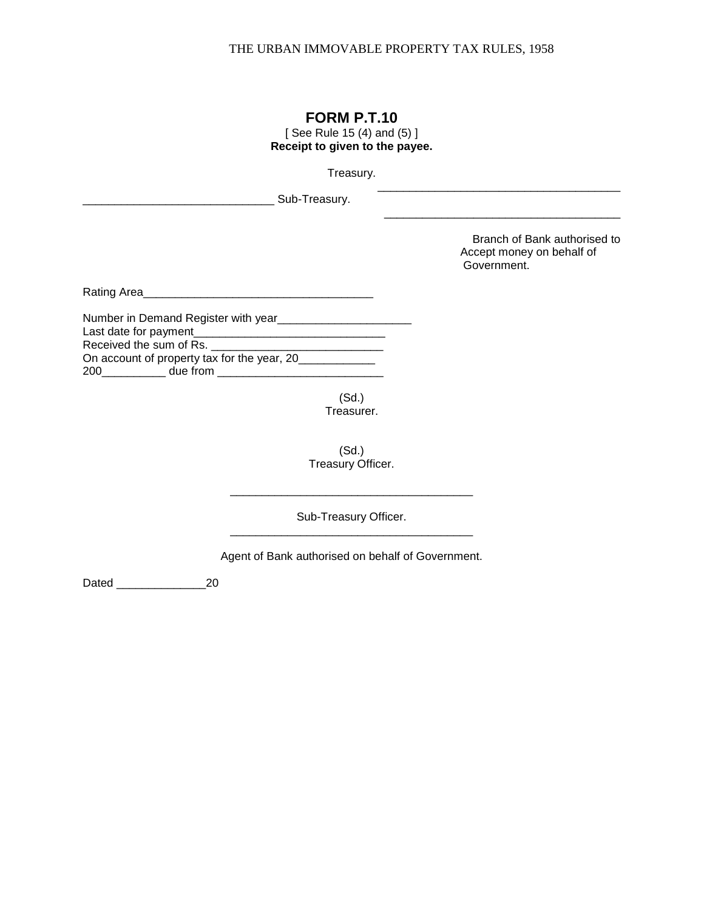## FORM P.T.10

[ See Rule 15 (4) and (5) ]

**Receipt to given to the payee.**

Treasury.
______________________________________

______________________________ Sub-Treasury.
_____________________________________

Branch of Bank authorised to Accept money on behalf of Government.

Rating Area____________________________________

Number in Demand Register with year_____________________
Last date for payment______________________________
Received the sum of Rs. ___________________________
On account of property tax for the year, 20____________
200__________ due from __________________________

(Sd.)
Treasurer.

(Sd.)
Treasury Officer.

______________________________________

Sub-Treasury Officer.
______________________________________

Agent of Bank authorised on behalf of Government.

Dated ______________20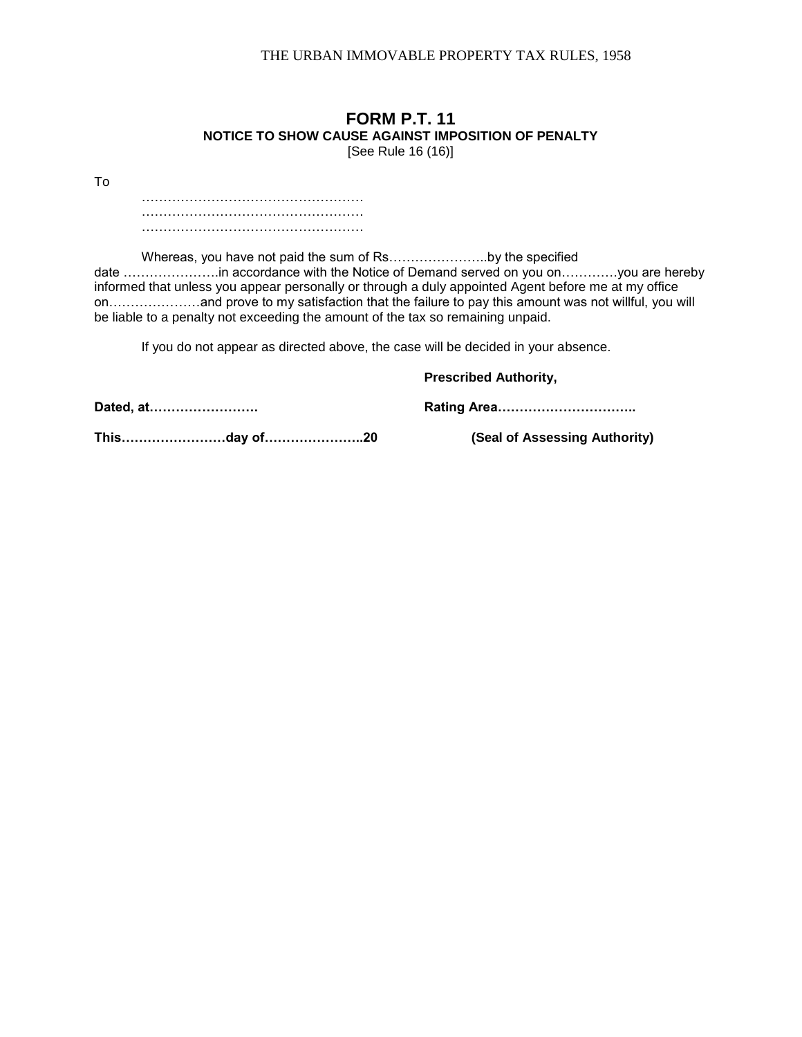# FORM P.T. 11

**NOTICE TO SHOW CAUSE AGAINST IMPOSITION OF PENALTY**

[See Rule 16 (16)]

To

……………………………………………
……………………………………………
……………………………………………

Whereas, you have not paid the sum of Rs…………………..by the specified date ………………….in accordance with the Notice of Demand served on you on………….you are hereby informed that unless you appear personally or through a duly appointed Agent before me at my office on…………………and prove to my satisfaction that the failure to pay this amount was not willful, you will be liable to a penalty not exceeding the amount of the tax so remaining unpaid.

If you do not appear as directed above, the case will be decided in your absence.

**Prescribed Authority,**

**Dated, at…………………….**

**Rating Area…………………………..**

**This……………………day of…………………..20**

**(Seal of Assessing Authority)**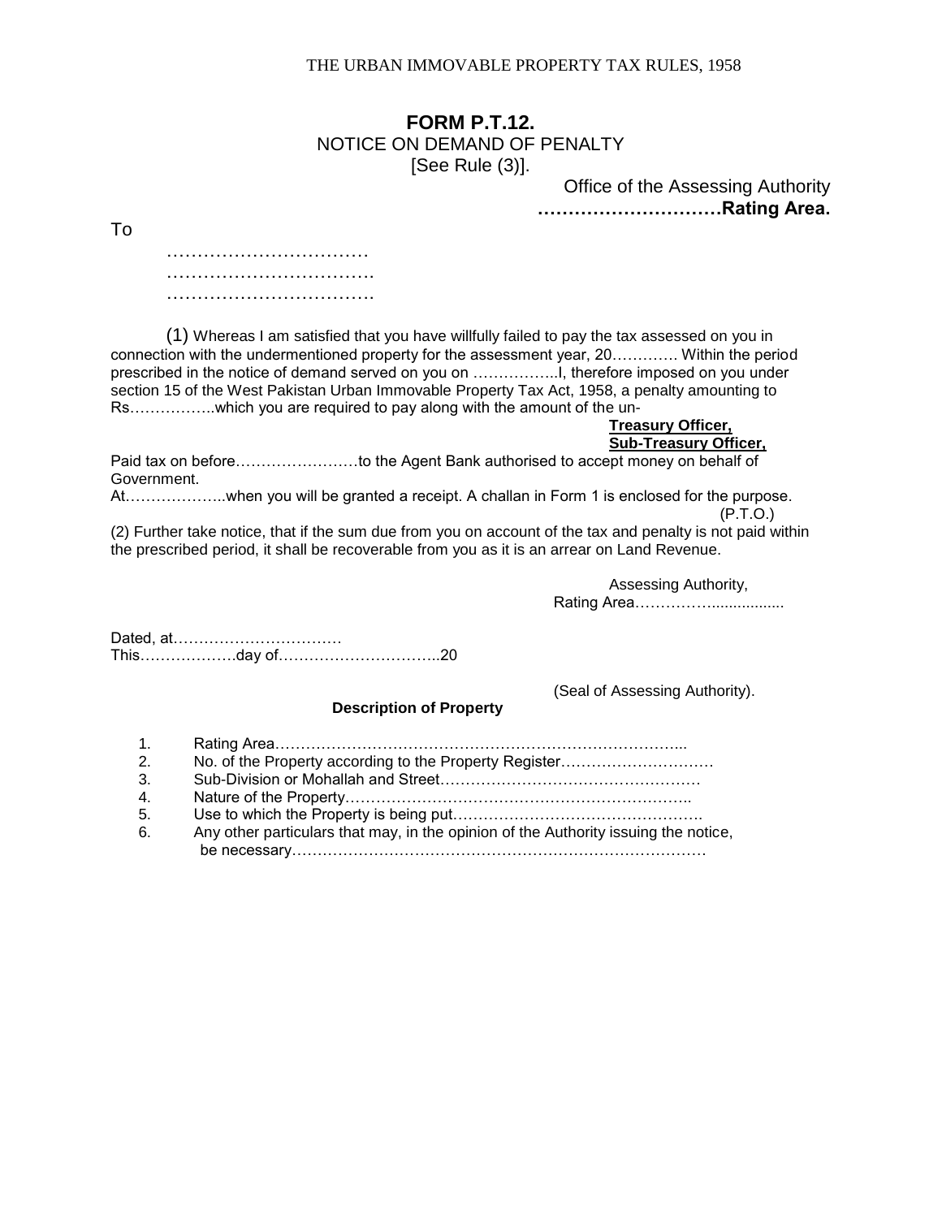# FORM P.T.12.

NOTICE ON DEMAND OF PENALTY

[See Rule (3)].

Office of the Assessing Authority

**…………………………Rating Area.**

To

……………………………

…………………………….

…………………………….

(1) Whereas I am satisfied that you have willfully failed to pay the tax assessed on you in connection with the undermentioned property for the assessment year, 20…………. Within the period prescribed in the notice of demand served on you on ……………..I, therefore imposed on you under section 15 of the West Pakistan Urban Immovable Property Tax Act, 1958, a penalty amounting to Rs……………..which you are required to pay along with the amount of the un-

**Treasury Officer,**
**Sub-Treasury Officer,**

Paid tax on before……………………to the Agent Bank authorised to accept money on behalf of Government.

At………………..when you will be granted a receipt. A challan in Form 1 is enclosed for the purpose.

(P.T.O.)

(2) Further take notice, that if the sum due from you on account of the tax and penalty is not paid within the prescribed period, it shall be recoverable from you as it is an arrear on Land Revenue.

Assessing Authority,

Rating Area…………….................

Dated, at……………………………

This……………….day of…………………………..20

(Seal of Assessing Authority).

**Description of Property**

1. Rating Area……………………………………………………………………...
2. No. of the Property according to the Property Register…………………………
3. Sub-Division or Mohallah and Street……………………………………………
4. Nature of the Property……………………………………………………………..
5. Use to which the Property is being put………………………………………….
6. Any other particulars that may, in the opinion of the Authority issuing the notice, be necessary…………………………………………………………………………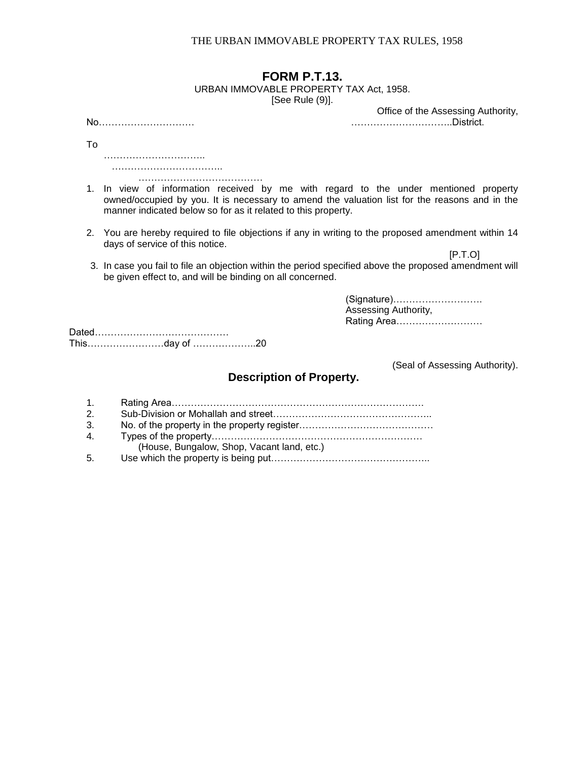# FORM P.T.13.

URBAN IMMOVABLE PROPERTY TAX Act, 1958.
[See Rule (9)].

Office of the Assessing Authority,
No………………………… …………………………..District.

To

…………………………..
……………………………..
…………………………………

1. In view of information received by me with regard to the under mentioned property owned/occupied by you. It is necessary to amend the valuation list for the reasons and in the manner indicated below so for as it related to this property.

2. You are hereby required to file objections if any in writing to the proposed amendment within 14 days of service of this notice.

[P.T.O]

3. In case you fail to file an objection within the period specified above the proposed amendment will be given effect to, and will be binding on all concerned.

(Signature)……………………….
Assessing Authority,
Rating Area………………………

Dated……………………………………
This……………………day of ………………..20

(Seal of Assessing Authority).

## Description of Property.

1. Rating Area…………………………………………………………………….
2. Sub-Division or Mohallah and street…………………………………………..
3. No. of the property in the property register……………………………………
4. Types of the property…………………………………………………………
   (House, Bungalow, Shop, Vacant land, etc.)
5. Use which the property is being put…………………………………………..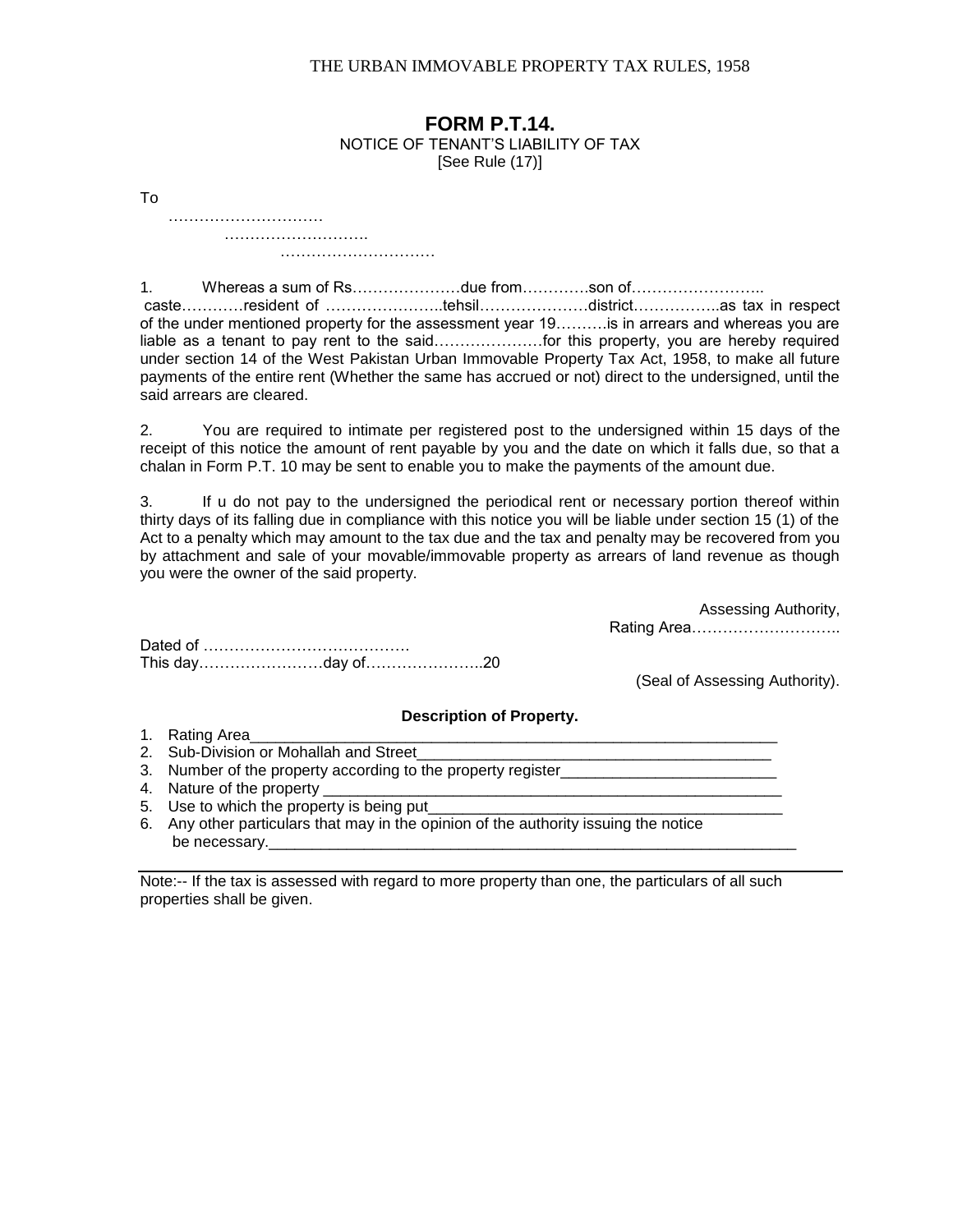# FORM P.T.14.

NOTICE OF TENANT'S LIABILITY OF TAX

[See Rule (17)]

To

…………………………

……………………….

…………………………

1. Whereas a sum of Rs…………………due from………….son of……………………. caste…………resident of …………………..tehsil…………………district……………..as tax in respect of the under mentioned property for the assessment year 19……….is in arrears and whereas you are liable as a tenant to pay rent to the said…………………for this property, you are hereby required under section 14 of the West Pakistan Urban Immovable Property Tax Act, 1958, to make all future payments of the entire rent (Whether the same has accrued or not) direct to the undersigned, until the said arrears are cleared.

2. You are required to intimate per registered post to the undersigned within 15 days of the receipt of this notice the amount of rent payable by you and the date on which it falls due, so that a chalan in Form P.T. 10 may be sent to enable you to make the payments of the amount due.

3. If u do not pay to the undersigned the periodical rent or necessary portion thereof within thirty days of its falling due in compliance with this notice you will be liable under section 15 (1) of the Act to a penalty which may amount to the tax due and the tax and penalty may be recovered from you by attachment and sale of your movable/immovable property as arrears of land revenue as though you were the owner of the said property.

Assessing Authority,
Rating Area………………………..

Dated of …………………………………
This day……………………day of…………………..20

(Seal of Assessing Authority).

**Description of Property.**

1. Rating Area_______________________________________________________________
2. Sub-Division or Mohallah and Street_________________________________________
3. Number of the property according to the property register________________________
4. Nature of the property ____________________________________________________
5. Use to which the property is being put________________________________________
6. Any other particulars that may in the opinion of the authority issuing the notice be necessary.________________________________________________________________

Note:-- If the tax is assessed with regard to more property than one, the particulars of all such properties shall be given.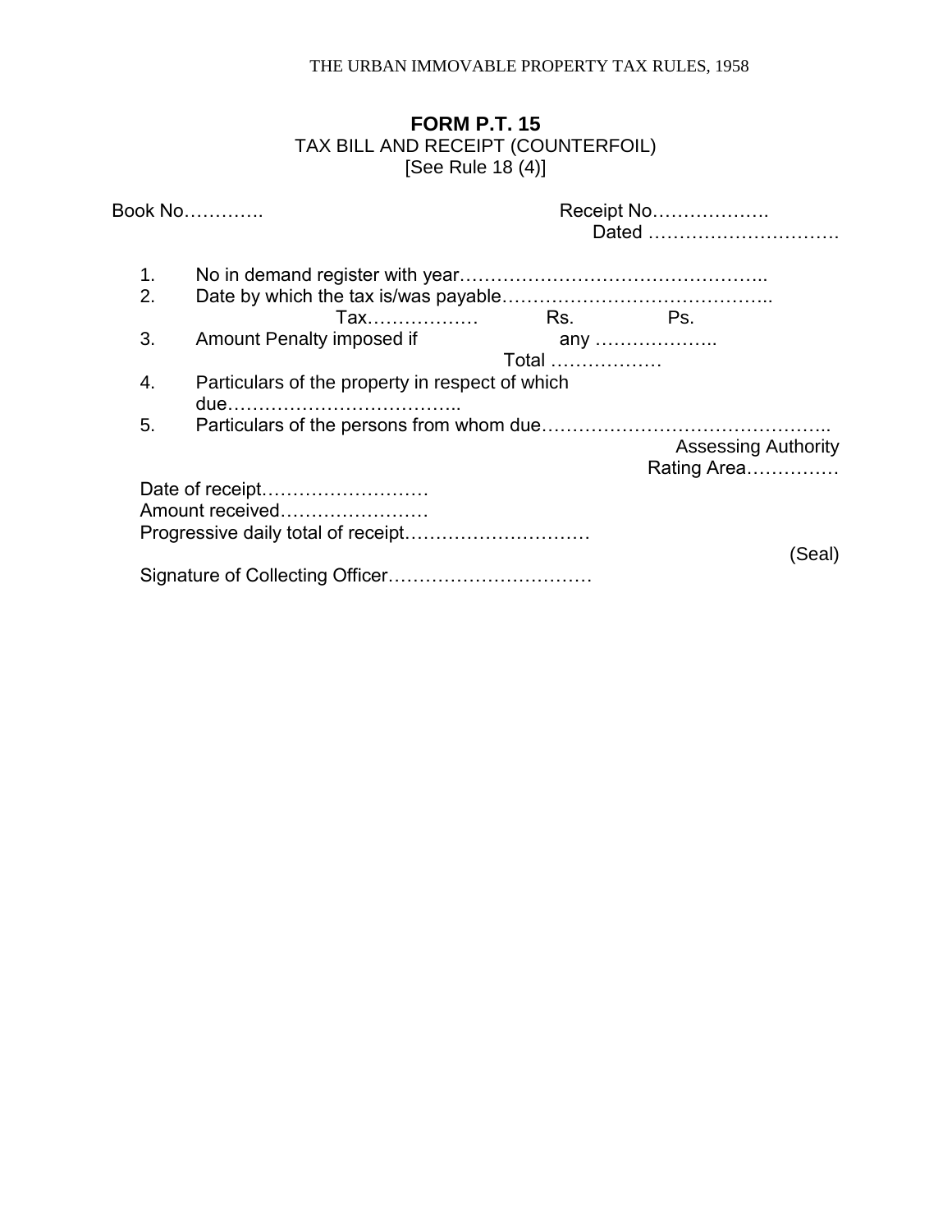# FORM P.T. 15

TAX BILL AND RECEIPT (COUNTERFOIL)

[See Rule 18 (4)]

Book No…………. Receipt No……………….

Dated ………………………….

1. No in demand register with year…………………………………………..
2. Date by which the tax is/was payable……………………………………..
3. Amount Tax……………… Rs. Ps.
   Penalty imposed if any ………………..
   Total ………………
4. Particulars of the property in respect of which due………………………………..
5. Particulars of the persons from whom due………………………………………..

Assessing Authority

Rating Area……………

Date of receipt………………………

Amount received……………………

Progressive daily total of receipt…………………………

(Seal)

Signature of Collecting Officer……………………………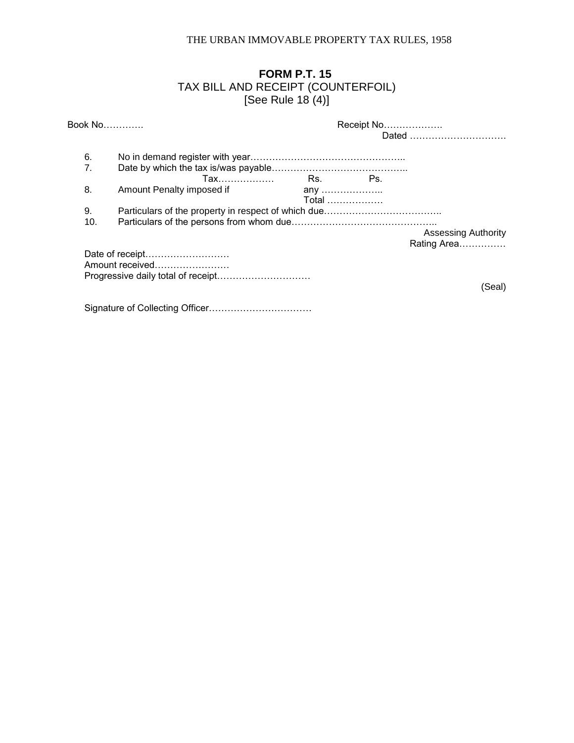## FORM P.T. 15

TAX BILL AND RECEIPT (COUNTERFOIL)

[See Rule 18 (4)]

Book No…………

Receipt No……………….

Dated …………………………

6. No in demand register with year…………………………………………..
7. Date by which the tax is/was payable……………………………………..

Tax……………… Rs. Ps.

8. Amount Penalty imposed if any ………………..

Total ………………

9. Particulars of the property in respect of which due………………………………..
10. Particulars of the persons from whom due………………………………………..

Assessing Authority

Rating Area……………

Date of receipt………………………

Amount received……………………

Progressive daily total of receipt…………………………

(Seal)

Signature of Collecting Officer……………………………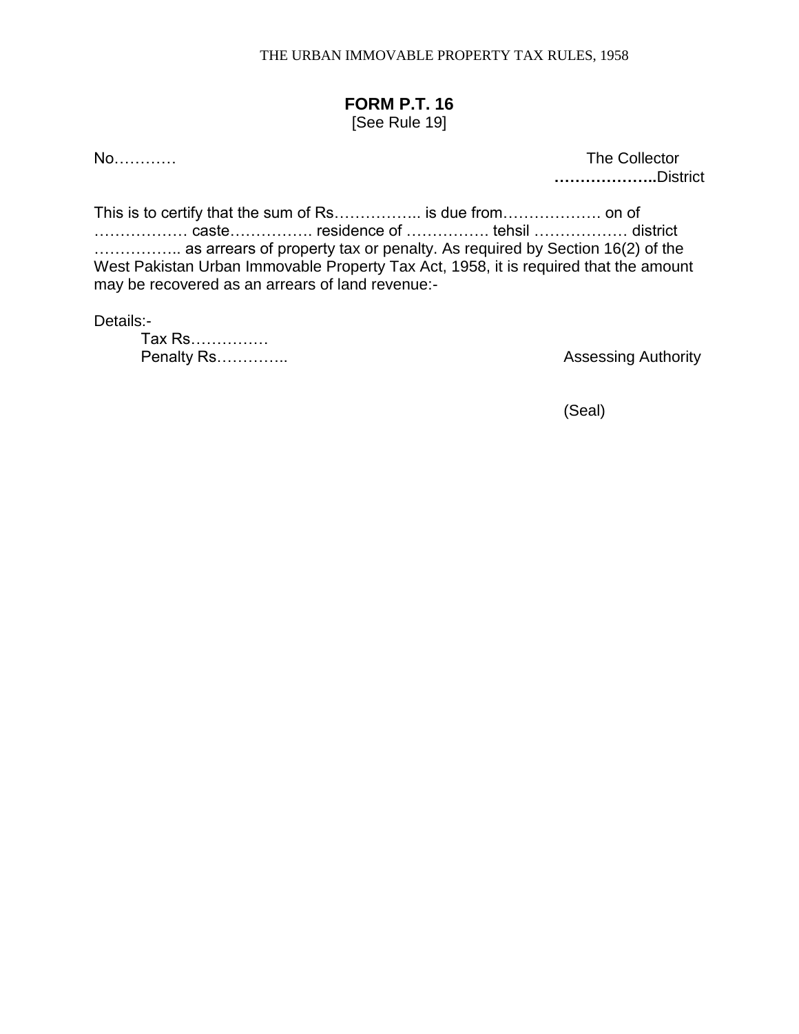# FORM P.T. 16

[See Rule 19]

No…………

The Collector
**………………..**District

This is to certify that the sum of Rs…………….. is due from………………. on of ……………… caste……………. residence of ……………. tehsil ……………… district …………….. as arrears of property tax or penalty. As required by Section 16(2) of the West Pakistan Urban Immovable Property Tax Act, 1958, it is required that the amount may be recovered as an arrears of land revenue:-

Details:-

Tax Rs……………
Penalty Rs…………..

Assessing Authority

(Seal)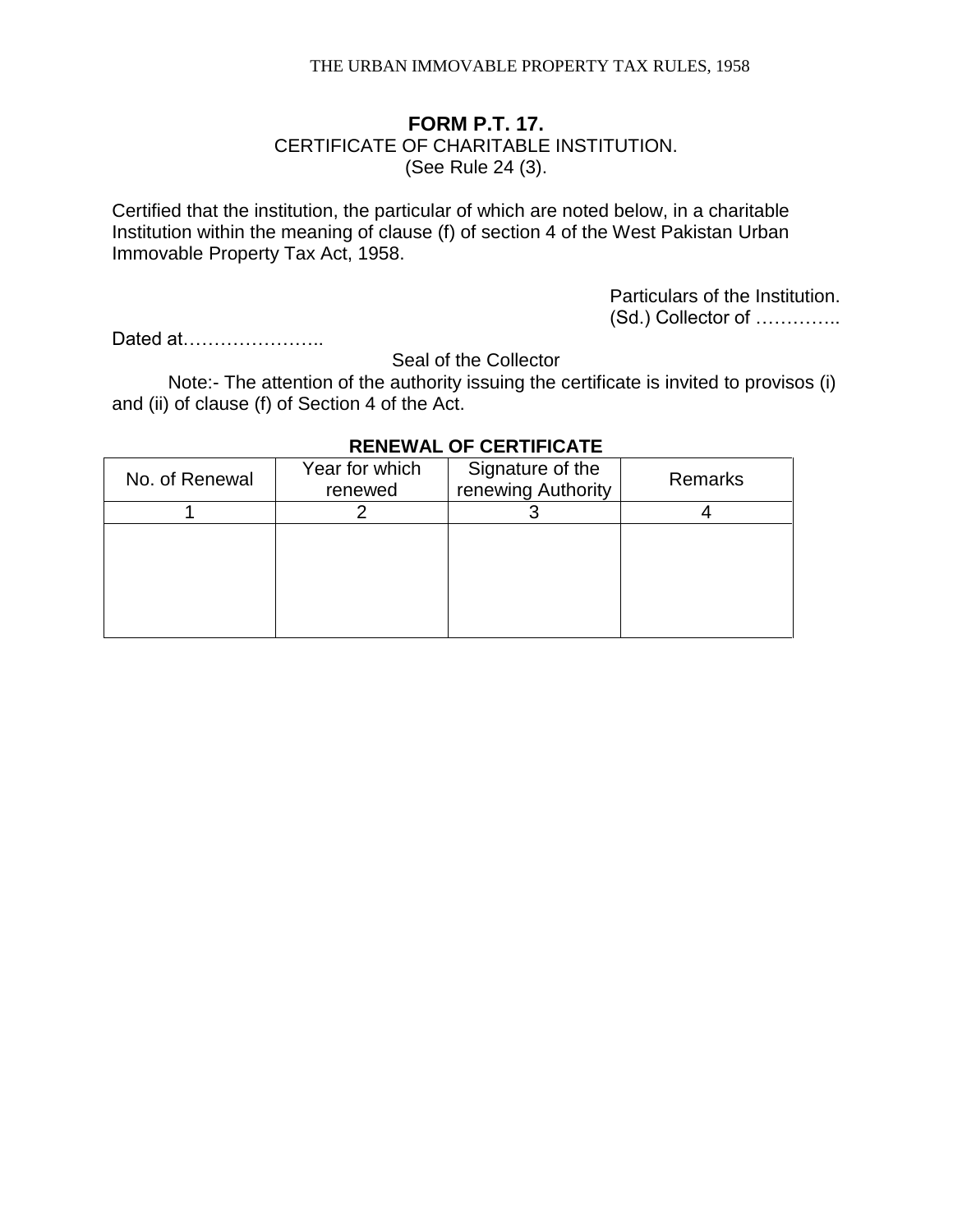## FORM P.T. 17.

CERTIFICATE OF CHARITABLE INSTITUTION.

(See Rule 24 (3).

Certified that the institution, the particular of which are noted below, in a charitable Institution within the meaning of clause (f) of section 4 of the West Pakistan Urban Immovable Property Tax Act, 1958.

Particulars of the Institution.

(Sd.) Collector of …………..

Dated at…………………..

Seal of the Collector

Note:- The attention of the authority issuing the certificate is invited to provisos (i) and (ii) of clause (f) of Section 4 of the Act.

**RENEWAL OF CERTIFICATE**

| No. of Renewal | Year for which renewed | Signature of the renewing Authority | Remarks |
|---|---|---|---|
| 1 | 2 | 3 | 4 |
| | | | |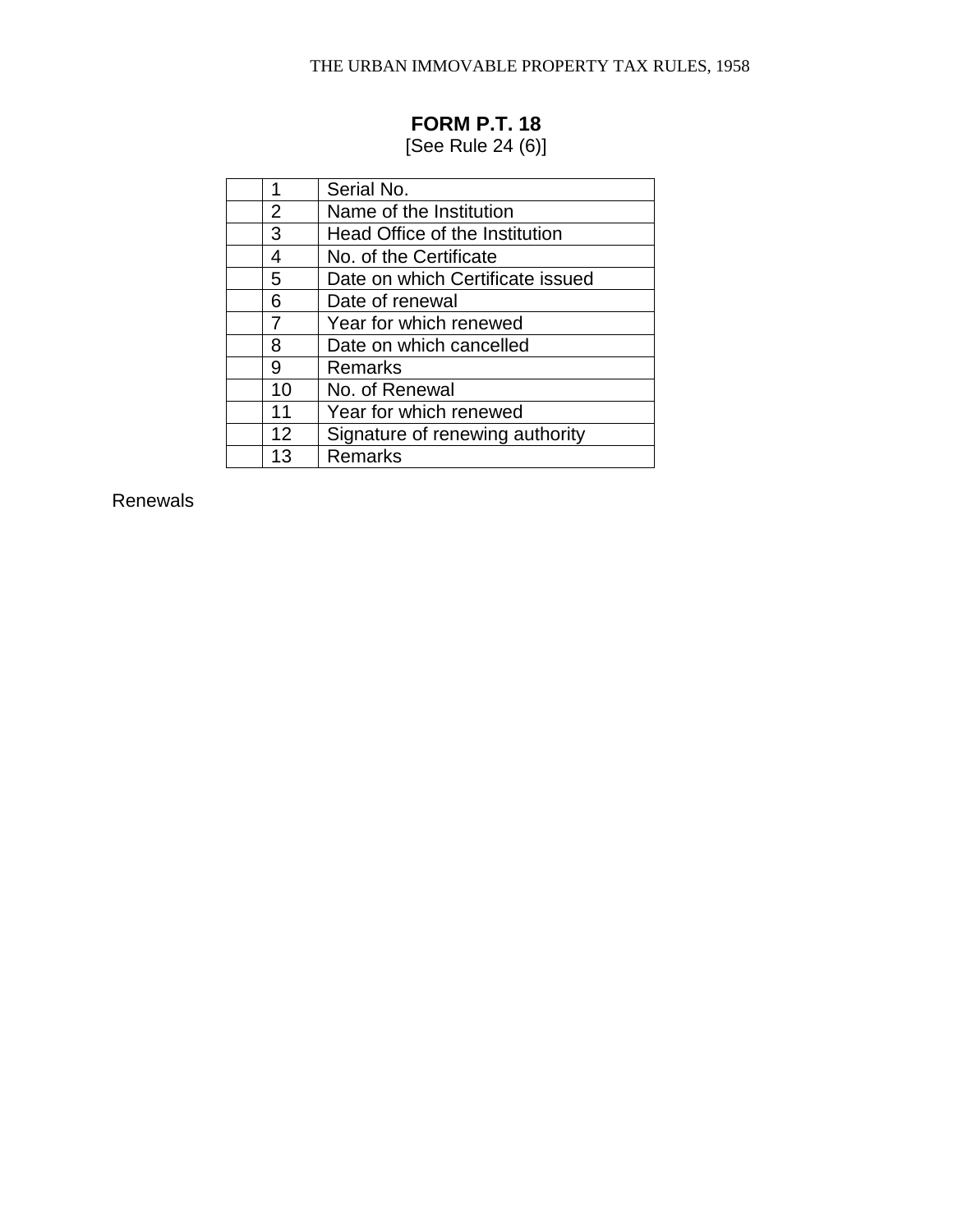## FORM P.T. 18

[See Rule 24 (6)]

| | | |
|---|---|---|
| | 1 | Serial No. |
| | 2 | Name of the Institution |
| | 3 | Head Office of the Institution |
| | 4 | No. of the Certificate |
| | 5 | Date on which Certificate issued |
| | 6 | Date of renewal |
| | 7 | Year for which renewed |
| | 8 | Date on which cancelled |
| | 9 | Remarks |
| | 10 | No. of Renewal |
| | 11 | Year for which renewed |
| | 12 | Signature of renewing authority |
| | 13 | Remarks |

Renewals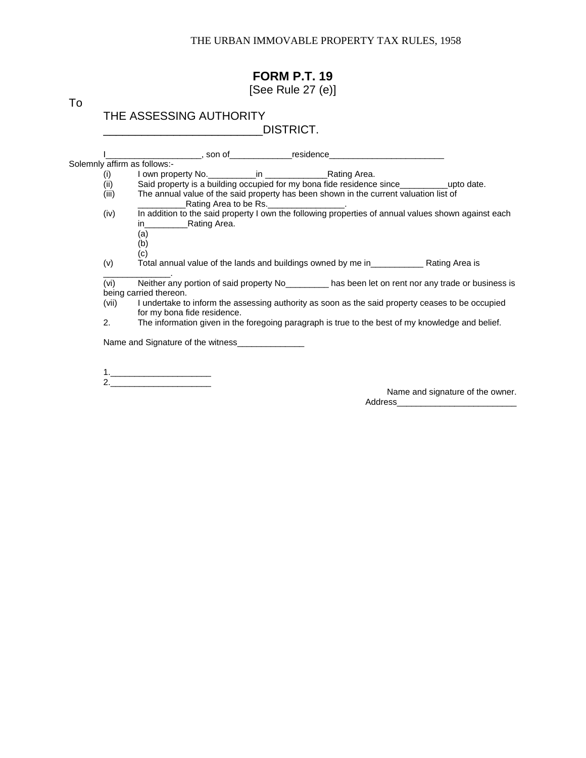# FORM P.T. 19

[See Rule 27 (e)]

To

THE ASSESSING AUTHORITY

__________________________DISTRICT.

I___________________, son of_____________residence________________________ Solemnly affirm as follows:-

(i) I own property No.__________in _____________Rating Area.

(ii) Said property is a building occupied for my bona fide residence since__________upto date.

(iii) The annual value of the said property has been shown in the current valuation list of __________Rating Area to be Rs.________________.

(iv) In addition to the said property I own the following properties of annual values shown against each in_________Rating Area.

(a)

(b)

(c)

(v) Total annual value of the lands and buildings owned by me in___________ Rating Area is ______________.

(vi) Neither any portion of said property No_________ has been let on rent nor any trade or business is being carried thereon.

(vii) I undertake to inform the assessing authority as soon as the said property ceases to be occupied for my bona fide residence.

2. The information given in the foregoing paragraph is true to the best of my knowledge and belief.

Name and Signature of the witness______________

1._____________________

2._____________________

Name and signature of the owner.

Address_________________________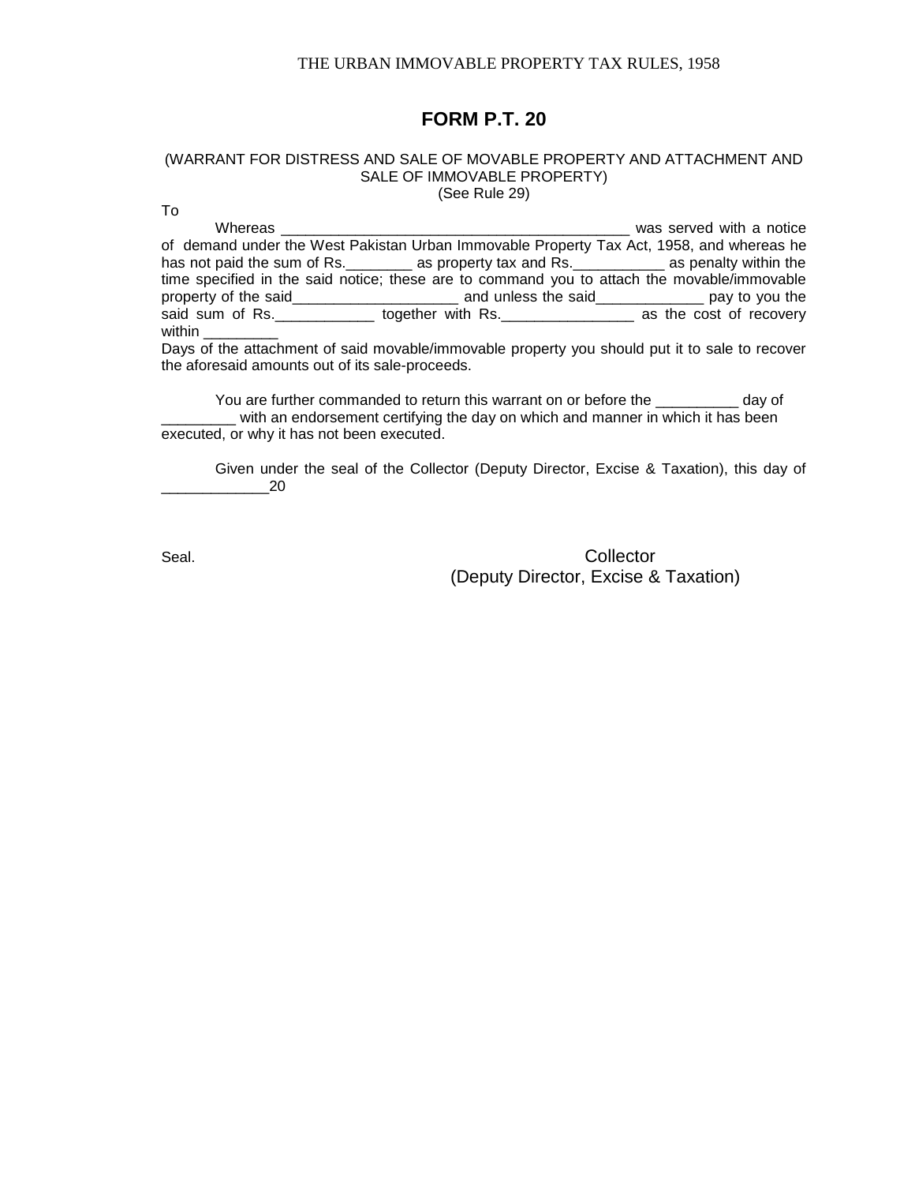# FORM P.T. 20

(WARRANT FOR DISTRESS AND SALE OF MOVABLE PROPERTY AND ATTACHMENT AND SALE OF IMMOVABLE PROPERTY)
(See Rule 29)

To

Whereas ___________________________________________ was served with a notice of demand under the West Pakistan Urban Immovable Property Tax Act, 1958, and whereas he has not paid the sum of Rs.________ as property tax and Rs.___________ as penalty within the time specified in the said notice; these are to command you to attach the movable/immovable property of the said____________________ and unless the said_____________ pay to you the said sum of Rs.____________ together with Rs.________________ as the cost of recovery within _________
Days of the attachment of said movable/immovable property you should put it to sale to recover the aforesaid amounts out of its sale-proceeds.

You are further commanded to return this warrant on or before the __________ day of _________ with an endorsement certifying the day on which and manner in which it has been executed, or why it has not been executed.

Given under the seal of the Collector (Deputy Director, Excise & Taxation), this day of _____________20

Seal.

Collector
(Deputy Director, Excise & Taxation)